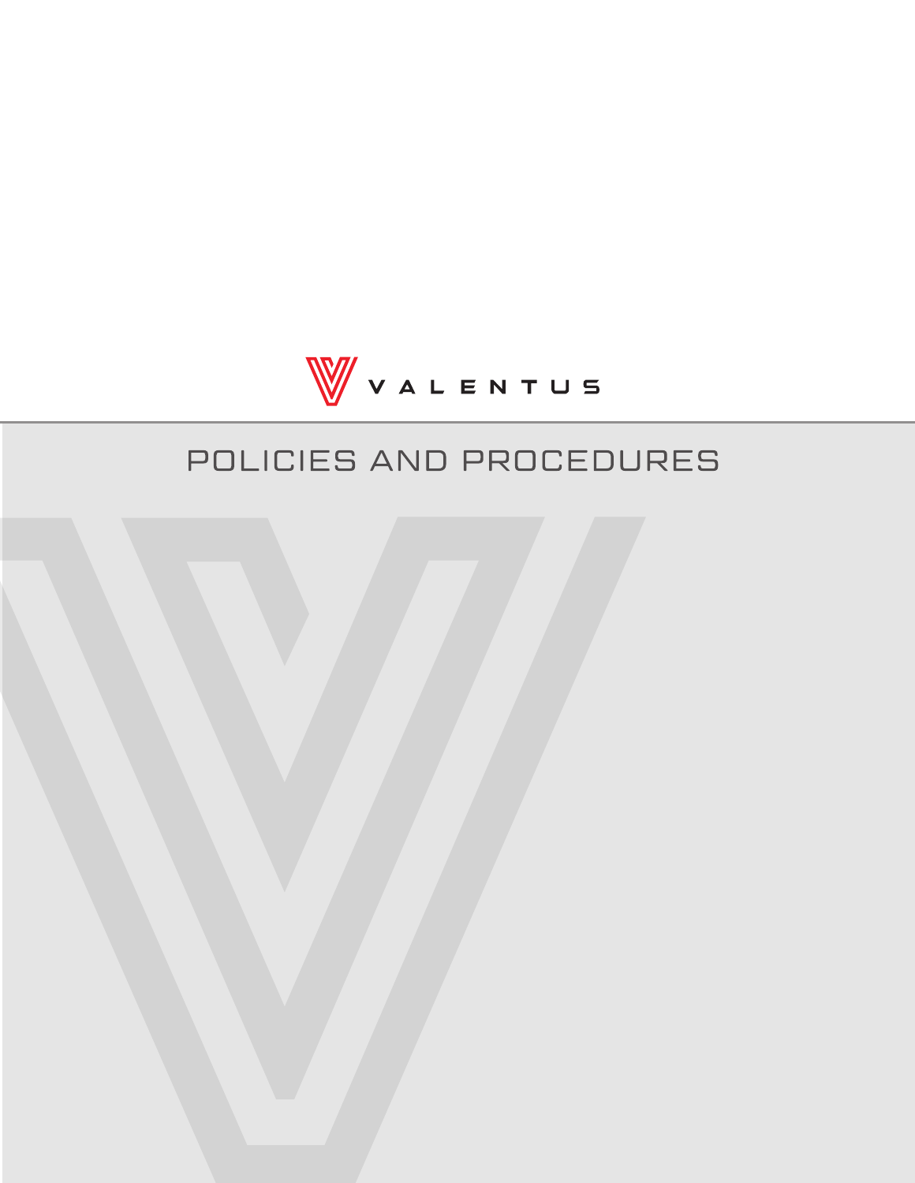VALENTUS

# POLICIES AND PROCEDURES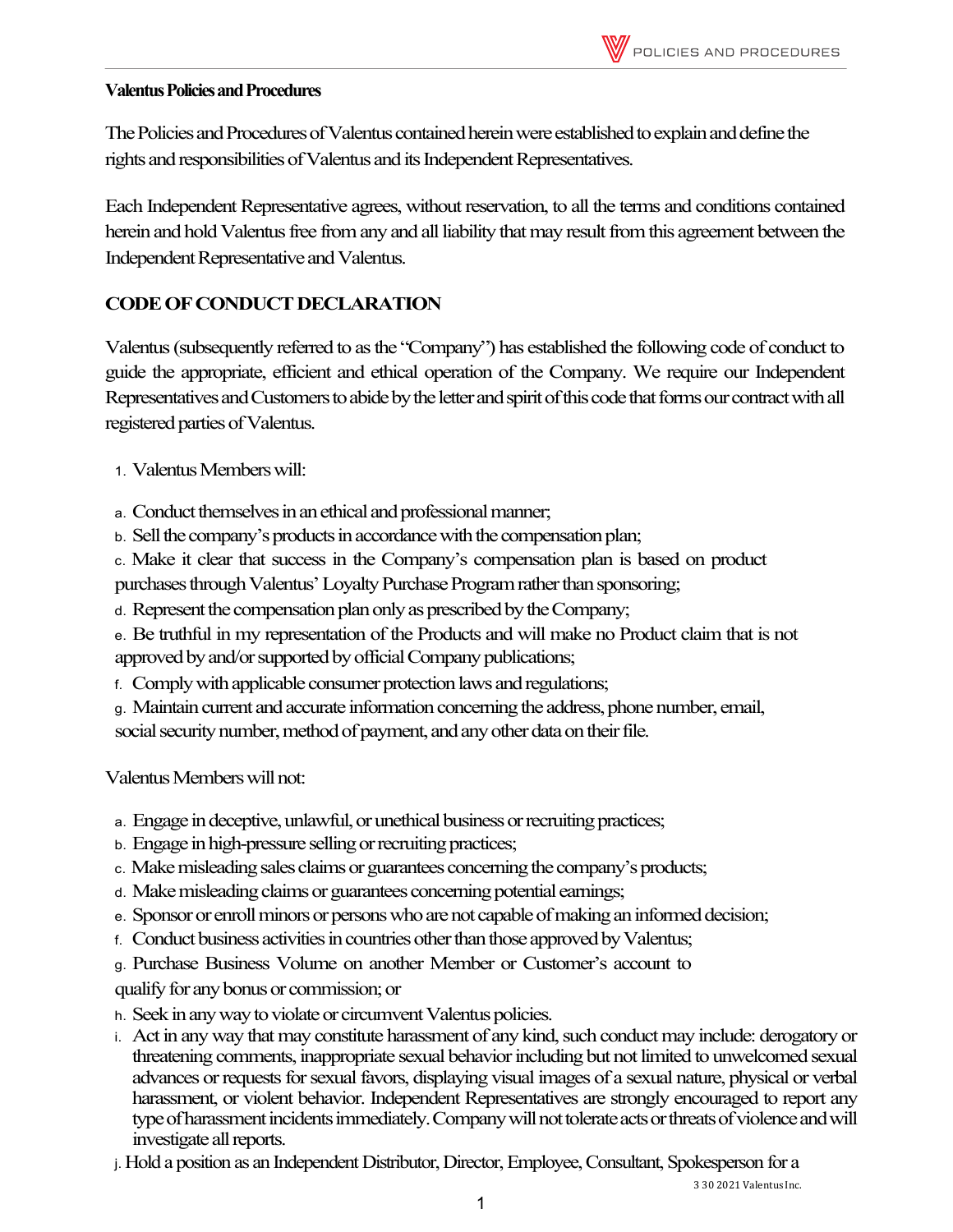**Valentus Policies and Procedures**

The Policies and Procedures of Valentus contained herein were established to explain and define the rights and responsibilities of Valentus and its Independent Representatives.

Each Independent Representative agrees, without reservation, to all the terms and conditions contained herein and hold Valentus free from any and all liability that may result from this agreement between the Independent Representative and Valentus.

## CODE OF CONDUCT DECLARATION

Valentus (subsequently referred to as the "Company") has established the following code of conduct to guide the appropriate, efficient and ethical operation of the Company. We require our Independent Representatives and Customers to abide by the letter and spirit of this code that forms our contract with all registered parties of Valentus.

1. Valentus Members will:

a. Conduct themselves in an ethical and professional manner;
b. Sell the company's products in accordance with the compensation plan;
c. Make it clear that success in the Company's compensation plan is based on product purchases through Valentus' Loyalty Purchase Program rather than sponsoring;
d. Represent the compensation plan only as prescribed by the Company;
e. Be truthful in my representation of the Products and will make no Product claim that is not approved by and/or supported by official Company publications;
f. Comply with applicable consumer protection laws and regulations;
g. Maintain current and accurate information concerning the address, phone number, email, social security number, method of payment, and any other data on their file.

Valentus Members will not:

a. Engage in deceptive, unlawful, or unethical business or recruiting practices;
b. Engage in high-pressure selling or recruiting practices;
c. Make misleading sales claims or guarantees concerning the company's products;
d. Make misleading claims or guarantees concerning potential earnings;
e. Sponsor or enroll minors or persons who are not capable of making an informed decision;
f. Conduct business activities in countries other than those approved by Valentus;
g. Purchase Business Volume on another Member or Customer's account to qualify for any bonus or commission; or
h. Seek in any way to violate or circumvent Valentus policies.
i. Act in any way that may constitute harassment of any kind, such conduct may include: derogatory or threatening comments, inappropriate sexual behavior including but not limited to unwelcomed sexual advances or requests for sexual favors, displaying visual images of a sexual nature, physical or verbal harassment, or violent behavior. Independent Representatives are strongly encouraged to report any type of harassment incidents immediately. Company will not tolerate acts or threats of violence and will investigate all reports.
j. Hold a position as an Independent Distributor, Director, Employee, Consultant, Spokesperson for a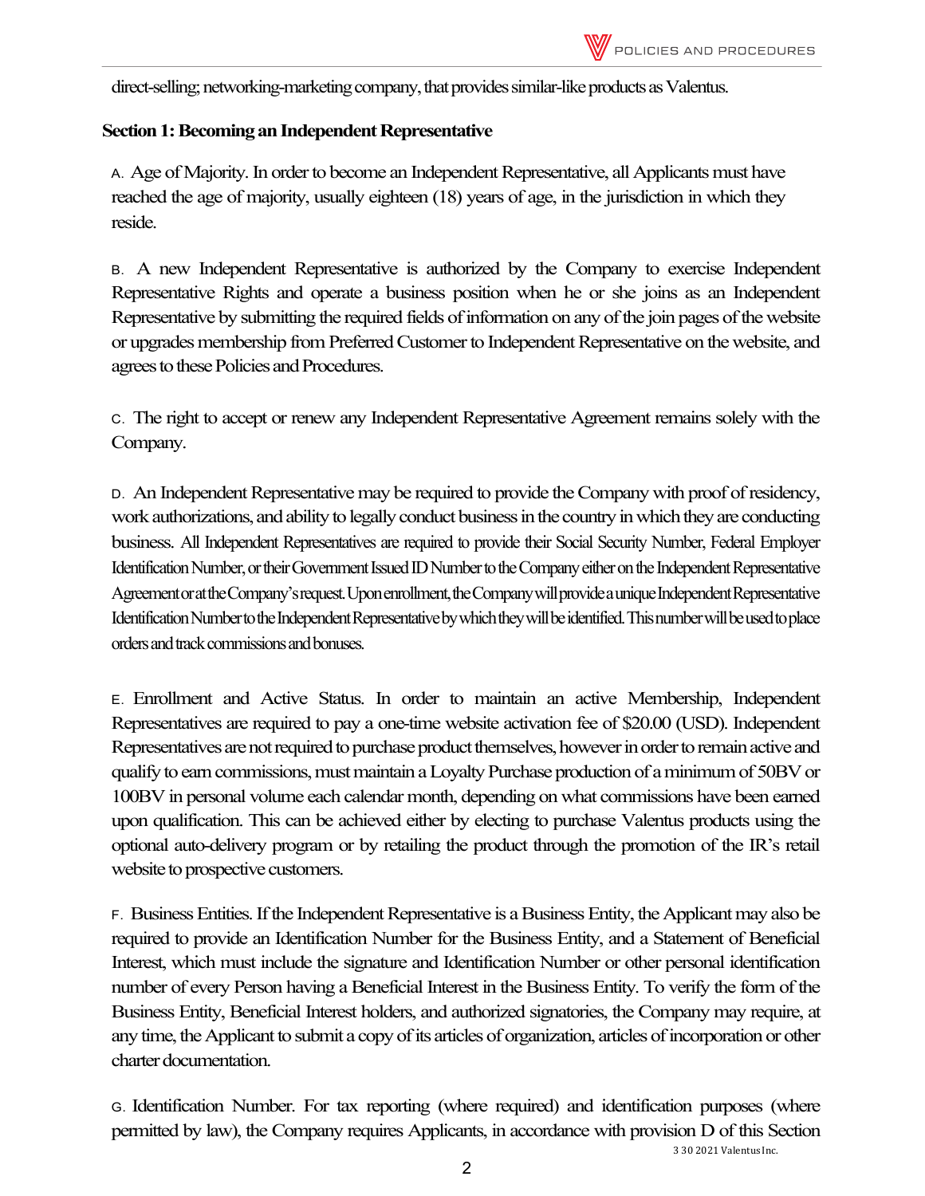direct-selling; networking-marketing company, that provides similar-like products as Valentus.

## Section 1: Becoming an Independent Representative

A. Age of Majority. In order to become an Independent Representative, all Applicants must have reached the age of majority, usually eighteen (18) years of age, in the jurisdiction in which they reside.

B. A new Independent Representative is authorized by the Company to exercise Independent Representative Rights and operate a business position when he or she joins as an Independent Representative by submitting the required fields of information on any of the join pages of the website or upgrades membership from Preferred Customer to Independent Representative on the website, and agrees to these Policies and Procedures.

C. The right to accept or renew any Independent Representative Agreement remains solely with the Company.

D. An Independent Representative may be required to provide the Company with proof of residency, work authorizations, and ability to legally conduct business in the country in which they are conducting business. All Independent Representatives are required to provide their Social Security Number, Federal Employer Identification Number, or their Government Issued ID Number to the Company either on the Independent Representative Agreement or at the Company's request. Upon enrollment, the Company will provide a unique Independent Representative Identification Number to the Independent Representative by which they will be identified. This number will be used to place orders and track commissions and bonuses.

E. Enrollment and Active Status. In order to maintain an active Membership, Independent Representatives are required to pay a one-time website activation fee of $20.00 (USD). Independent Representatives are not required to purchase product themselves, however in order to remain active and qualify to earn commissions, must maintain a Loyalty Purchase production of a minimum of 50BV or 100BV in personal volume each calendar month, depending on what commissions have been earned upon qualification. This can be achieved either by electing to purchase Valentus products using the optional auto-delivery program or by retailing the product through the promotion of the IR's retail website to prospective customers.

F. Business Entities. If the Independent Representative is a Business Entity, the Applicant may also be required to provide an Identification Number for the Business Entity, and a Statement of Beneficial Interest, which must include the signature and Identification Number or other personal identification number of every Person having a Beneficial Interest in the Business Entity. To verify the form of the Business Entity, Beneficial Interest holders, and authorized signatories, the Company may require, at any time, the Applicant to submit a copy of its articles of organization, articles of incorporation or other charter documentation.

G. Identification Number. For tax reporting (where required) and identification purposes (where permitted by law), the Company requires Applicants, in accordance with provision D of this Section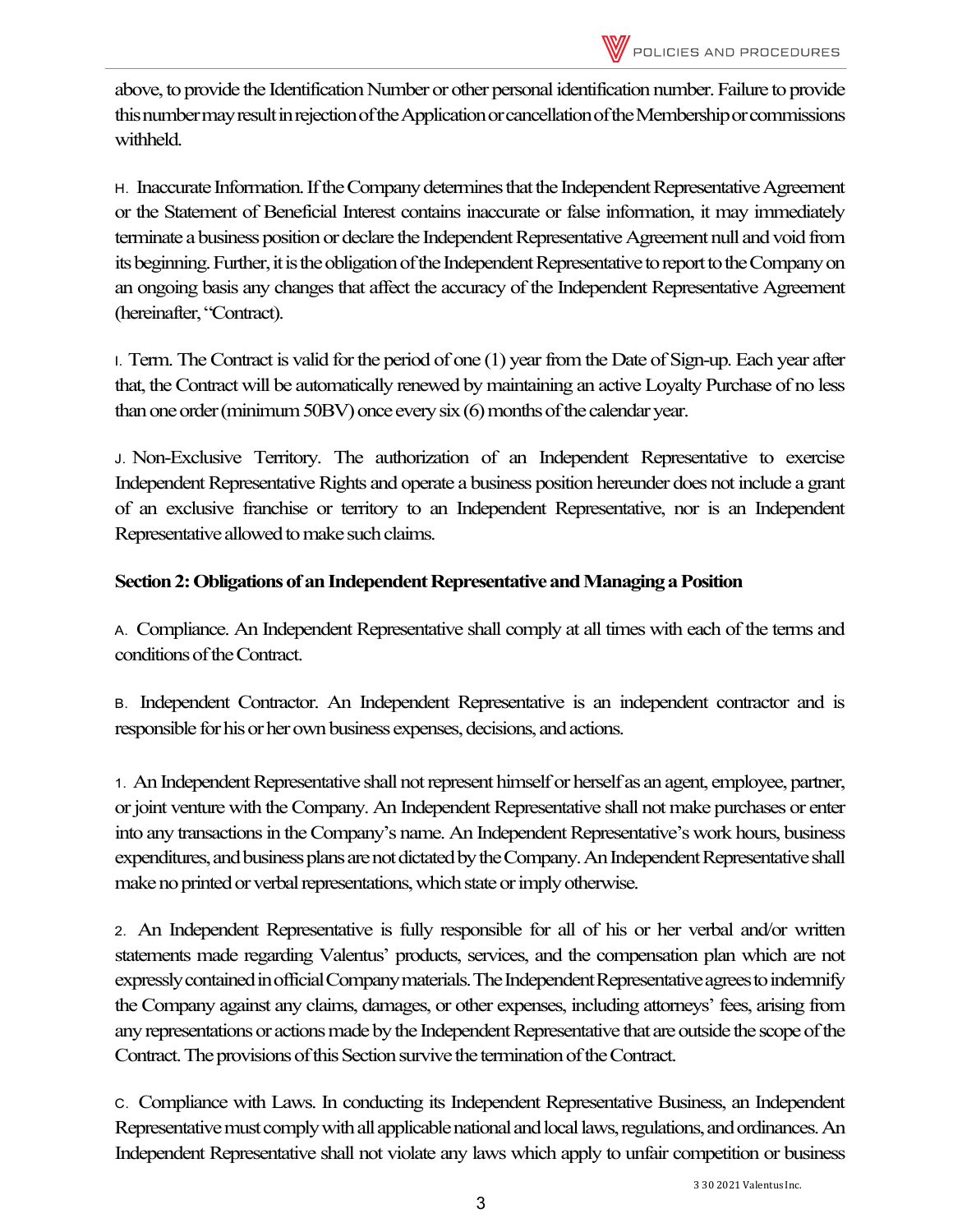above, to provide the Identification Number or other personal identification number. Failure to provide this number may result in rejection of the Application or cancellation of the Membership or commissions withheld.

H. Inaccurate Information. If the Company determines that the Independent Representative Agreement or the Statement of Beneficial Interest contains inaccurate or false information, it may immediately terminate a business position or declare the Independent Representative Agreement null and void from its beginning. Further, it is the obligation of the Independent Representative to report to the Company on an ongoing basis any changes that affect the accuracy of the Independent Representative Agreement (hereinafter, "Contract).

I. Term. The Contract is valid for the period of one (1) year from the Date of Sign-up. Each year after that, the Contract will be automatically renewed by maintaining an active Loyalty Purchase of no less than one order (minimum 50BV) once every six (6) months of the calendar year.

J. Non-Exclusive Territory. The authorization of an Independent Representative to exercise Independent Representative Rights and operate a business position hereunder does not include a grant of an exclusive franchise or territory to an Independent Representative, nor is an Independent Representative allowed to make such claims.

**Section 2: Obligations of an Independent Representative and Managing a Position**

A. Compliance. An Independent Representative shall comply at all times with each of the terms and conditions of the Contract.

B. Independent Contractor. An Independent Representative is an independent contractor and is responsible for his or her own business expenses, decisions, and actions.

1. An Independent Representative shall not represent himself or herself as an agent, employee, partner, or joint venture with the Company. An Independent Representative shall not make purchases or enter into any transactions in the Company's name. An Independent Representative's work hours, business expenditures, and business plans are not dictated by the Company. An Independent Representative shall make no printed or verbal representations, which state or imply otherwise.

2. An Independent Representative is fully responsible for all of his or her verbal and/or written statements made regarding Valentus' products, services, and the compensation plan which are not expressly contained in official Company materials. The Independent Representative agrees to indemnify the Company against any claims, damages, or other expenses, including attorneys' fees, arising from any representations or actions made by the Independent Representative that are outside the scope of the Contract. The provisions of this Section survive the termination of the Contract.

C. Compliance with Laws. In conducting its Independent Representative Business, an Independent Representative must comply with all applicable national and local laws, regulations, and ordinances. An Independent Representative shall not violate any laws which apply to unfair competition or business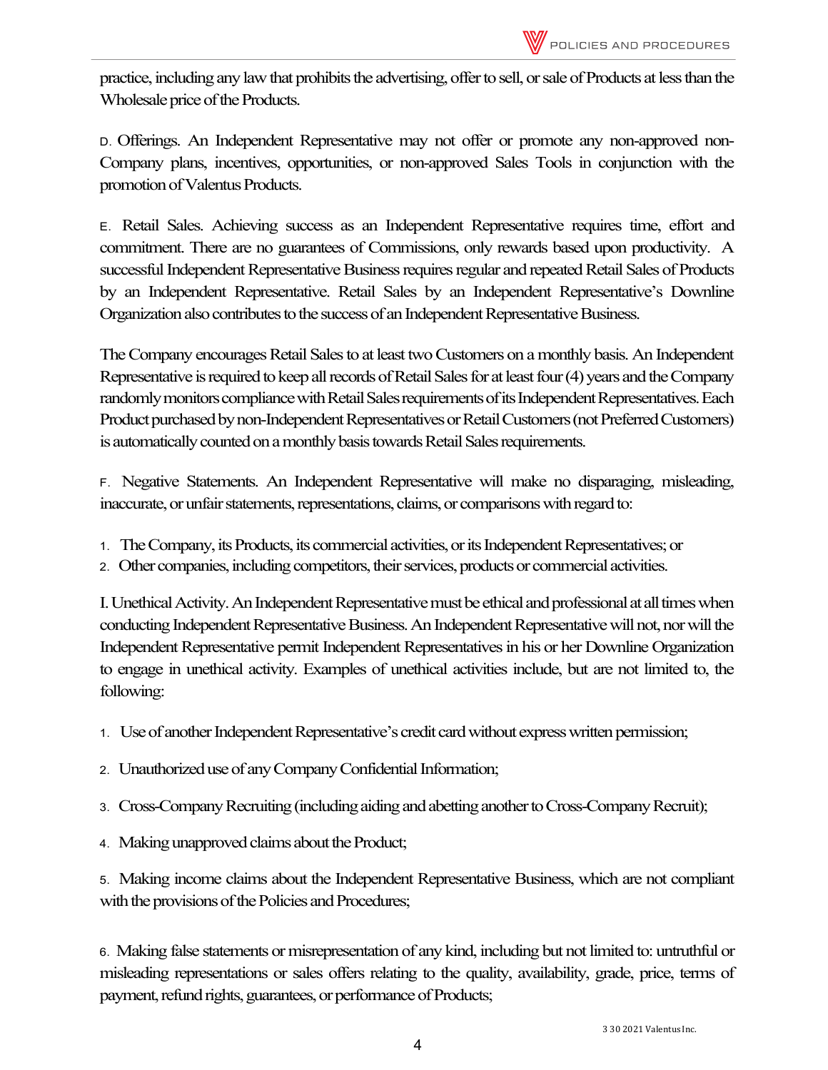practice, including any law that prohibits the advertising, offer to sell, or sale of Products at less than the Wholesale price of the Products.

D. Offerings. An Independent Representative may not offer or promote any non-approved non-Company plans, incentives, opportunities, or non-approved Sales Tools in conjunction with the promotion of Valentus Products.

E. Retail Sales. Achieving success as an Independent Representative requires time, effort and commitment. There are no guarantees of Commissions, only rewards based upon productivity. A successful Independent Representative Business requires regular and repeated Retail Sales of Products by an Independent Representative. Retail Sales by an Independent Representative's Downline Organization also contributes to the success of an Independent Representative Business.

The Company encourages Retail Sales to at least two Customers on a monthly basis. An Independent Representative is required to keep all records of Retail Sales for at least four (4) years and the Company randomly monitors compliance with Retail Sales requirements of its Independent Representatives. Each Product purchased by non-Independent Representatives or Retail Customers (not Preferred Customers) is automatically counted on a monthly basis towards Retail Sales requirements.

F. Negative Statements. An Independent Representative will make no disparaging, misleading, inaccurate, or unfair statements, representations, claims, or comparisons with regard to:

1. The Company, its Products, its commercial activities, or its Independent Representatives; or
2. Other companies, including competitors, their services, products or commercial activities.

I. Unethical Activity. An Independent Representative must be ethical and professional at all times when conducting Independent Representative Business. An Independent Representative will not, nor will the Independent Representative permit Independent Representatives in his or her Downline Organization to engage in unethical activity. Examples of unethical activities include, but are not limited to, the following:

1. Use of another Independent Representative's credit card without express written permission;

2. Unauthorized use of any Company Confidential Information;

3. Cross-Company Recruiting (including aiding and abetting another to Cross-Company Recruit);

4. Making unapproved claims about the Product;

5. Making income claims about the Independent Representative Business, which are not compliant with the provisions of the Policies and Procedures;

6. Making false statements or misrepresentation of any kind, including but not limited to: untruthful or misleading representations or sales offers relating to the quality, availability, grade, price, terms of payment, refund rights, guarantees, or performance of Products;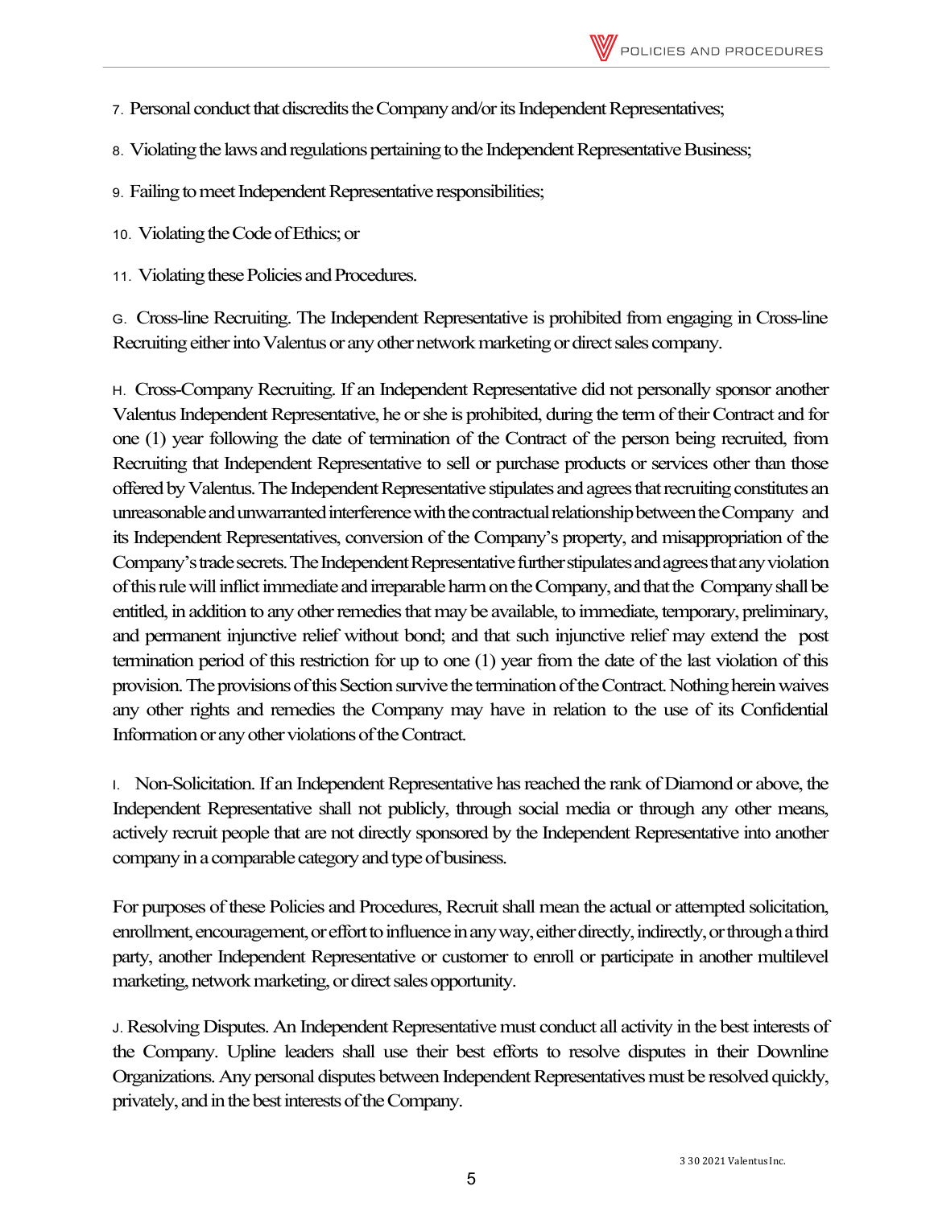7. Personal conduct that discredits the Company and/or its Independent Representatives;

8. Violating the laws and regulations pertaining to the Independent Representative Business;

9. Failing to meet Independent Representative responsibilities;

10. Violating the Code of Ethics; or

11. Violating these Policies and Procedures.

G. Cross-line Recruiting. The Independent Representative is prohibited from engaging in Cross-line Recruiting either into Valentus or any other network marketing or direct sales company.

H. Cross-Company Recruiting. If an Independent Representative did not personally sponsor another Valentus Independent Representative, he or she is prohibited, during the term of their Contract and for one (1) year following the date of termination of the Contract of the person being recruited, from Recruiting that Independent Representative to sell or purchase products or services other than those offered by Valentus. The Independent Representative stipulates and agrees that recruiting constitutes an unreasonable and unwarranted interference with the contractual relationship between the Company and its Independent Representatives, conversion of the Company's property, and misappropriation of the Company's trade secrets. The Independent Representative further stipulates and agrees that any violation of this rule will inflict immediate and irreparable harm on the Company, and that the Company shall be entitled, in addition to any other remedies that may be available, to immediate, temporary, preliminary, and permanent injunctive relief without bond; and that such injunctive relief may extend the post termination period of this restriction for up to one (1) year from the date of the last violation of this provision. The provisions of this Section survive the termination of the Contract. Nothing herein waives any other rights and remedies the Company may have in relation to the use of its Confidential Information or any other violations of the Contract.

I. Non-Solicitation. If an Independent Representative has reached the rank of Diamond or above, the Independent Representative shall not publicly, through social media or through any other means, actively recruit people that are not directly sponsored by the Independent Representative into another company in a comparable category and type of business.

For purposes of these Policies and Procedures, Recruit shall mean the actual or attempted solicitation, enrollment, encouragement, or effort to influence in any way, either directly, indirectly, or through a third party, another Independent Representative or customer to enroll or participate in another multilevel marketing, network marketing, or direct sales opportunity.

J. Resolving Disputes. An Independent Representative must conduct all activity in the best interests of the Company. Upline leaders shall use their best efforts to resolve disputes in their Downline Organizations. Any personal disputes between Independent Representatives must be resolved quickly, privately, and in the best interests of the Company.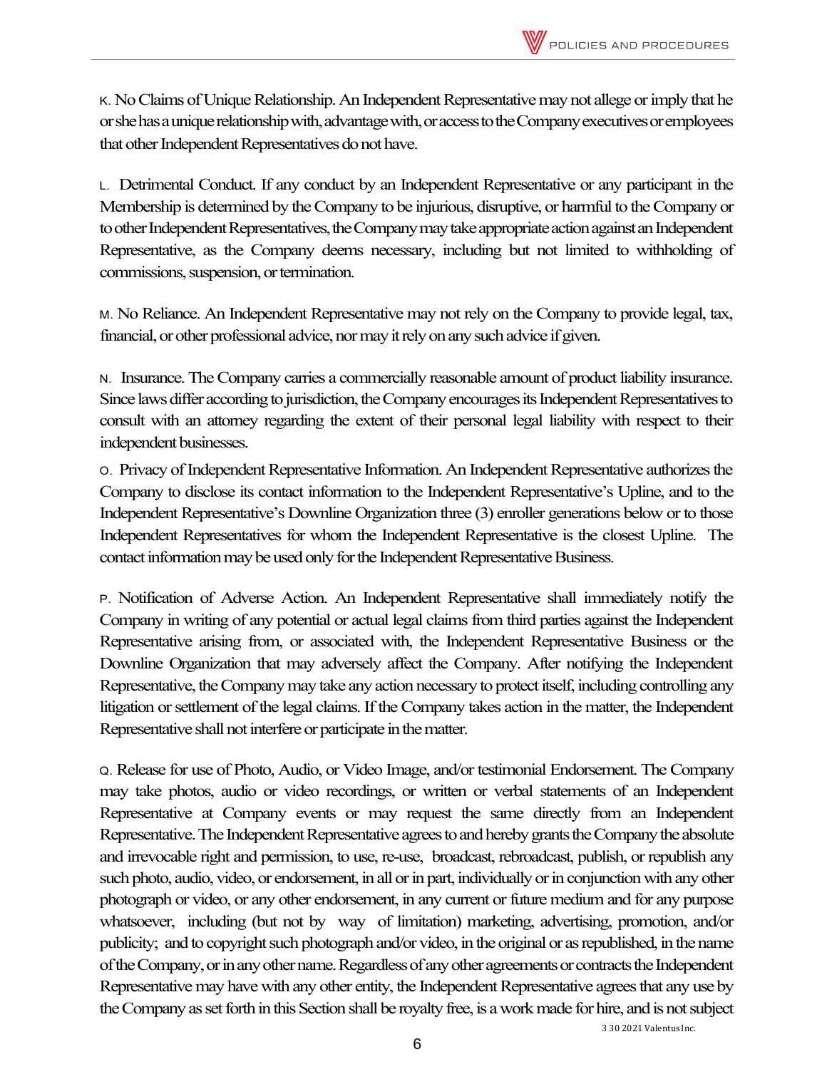K. No Claims of Unique Relationship. An Independent Representative may not allege or imply that he or she has a unique relationship with, advantage with, or access to the Company executives or employees that other Independent Representatives do not have.

L. Detrimental Conduct. If any conduct by an Independent Representative or any participant in the Membership is determined by the Company to be injurious, disruptive, or harmful to the Company or to other Independent Representatives, the Company may take appropriate action against an Independent Representative, as the Company deems necessary, including but not limited to withholding of commissions, suspension, or termination.

M. No Reliance. An Independent Representative may not rely on the Company to provide legal, tax, financial, or other professional advice, nor may it rely on any such advice if given.

N. Insurance. The Company carries a commercially reasonable amount of product liability insurance. Since laws differ according to jurisdiction, the Company encourages its Independent Representatives to consult with an attorney regarding the extent of their personal legal liability with respect to their independent businesses.

O. Privacy of Independent Representative Information. An Independent Representative authorizes the Company to disclose its contact information to the Independent Representative's Upline, and to the Independent Representative's Downline Organization three (3) enroller generations below or to those Independent Representatives for whom the Independent Representative is the closest Upline. The contact information may be used only for the Independent Representative Business.

P. Notification of Adverse Action. An Independent Representative shall immediately notify the Company in writing of any potential or actual legal claims from third parties against the Independent Representative arising from, or associated with, the Independent Representative Business or the Downline Organization that may adversely affect the Company. After notifying the Independent Representative, the Company may take any action necessary to protect itself, including controlling any litigation or settlement of the legal claims. If the Company takes action in the matter, the Independent Representative shall not interfere or participate in the matter.

Q. Release for use of Photo, Audio, or Video Image, and/or testimonial Endorsement. The Company may take photos, audio or video recordings, or written or verbal statements of an Independent Representative at Company events or may request the same directly from an Independent Representative. The Independent Representative agrees to and hereby grants the Company the absolute and irrevocable right and permission, to use, re-use, broadcast, rebroadcast, publish, or republish any such photo, audio, video, or endorsement, in all or in part, individually or in conjunction with any other photograph or video, or any other endorsement, in any current or future medium and for any purpose whatsoever, including (but not by way of limitation) marketing, advertising, promotion, and/or publicity; and to copyright such photograph and/or video, in the original or as republished, in the name of the Company, or in any other name. Regardless of any other agreements or contracts the Independent Representative may have with any other entity, the Independent Representative agrees that any use by the Company as set forth in this Section shall be royalty free, is a work made for hire, and is not subject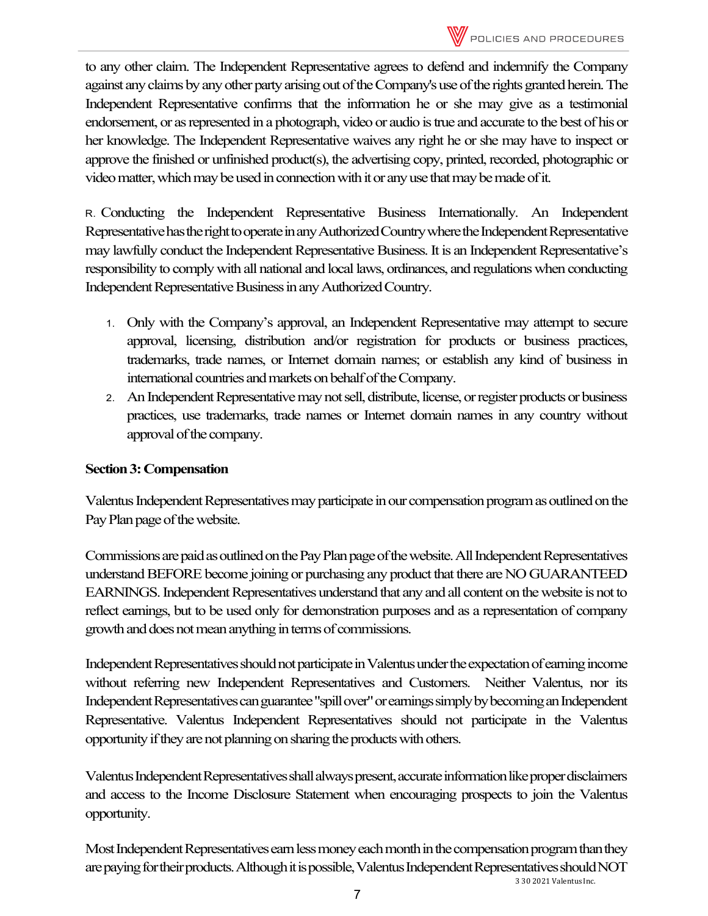to any other claim. The Independent Representative agrees to defend and indemnify the Company against any claims by any other party arising out of the Company's use of the rights granted herein. The Independent Representative confirms that the information he or she may give as a testimonial endorsement, or as represented in a photograph, video or audio is true and accurate to the best of his or her knowledge. The Independent Representative waives any right he or she may have to inspect or approve the finished or unfinished product(s), the advertising copy, printed, recorded, photographic or video matter, which may be used in connection with it or any use that may be made of it.

R. Conducting the Independent Representative Business Internationally. An Independent Representative has the right to operate in any Authorized Country where the Independent Representative may lawfully conduct the Independent Representative Business. It is an Independent Representative's responsibility to comply with all national and local laws, ordinances, and regulations when conducting Independent Representative Business in any Authorized Country.

1. Only with the Company's approval, an Independent Representative may attempt to secure approval, licensing, distribution and/or registration for products or business practices, trademarks, trade names, or Internet domain names; or establish any kind of business in international countries and markets on behalf of the Company.
2. An Independent Representative may not sell, distribute, license, or register products or business practices, use trademarks, trade names or Internet domain names in any country without approval of the company.

**Section 3: Compensation**

Valentus Independent Representatives may participate in our compensation program as outlined on the Pay Plan page of the website.

Commissions are paid as outlined on the Pay Plan page of the website. All Independent Representatives understand BEFORE become joining or purchasing any product that there are NO GUARANTEED EARNINGS. Independent Representatives understand that any and all content on the website is not to reflect earnings, but to be used only for demonstration purposes and as a representation of company growth and does not mean anything in terms of commissions.

Independent Representatives should not participate in Valentus under the expectation of earning income without referring new Independent Representatives and Customers. Neither Valentus, nor its Independent Representatives can guarantee "spill over" or earnings simply by becoming an Independent Representative. Valentus Independent Representatives should not participate in the Valentus opportunity if they are not planning on sharing the products with others.

Valentus Independent Representatives shall always present, accurate information like proper disclaimers and access to the Income Disclosure Statement when encouraging prospects to join the Valentus opportunity.

Most Independent Representatives earn less money each month in the compensation program than they are paying for their products. Although it is possible, Valentus Independent Representatives should NOT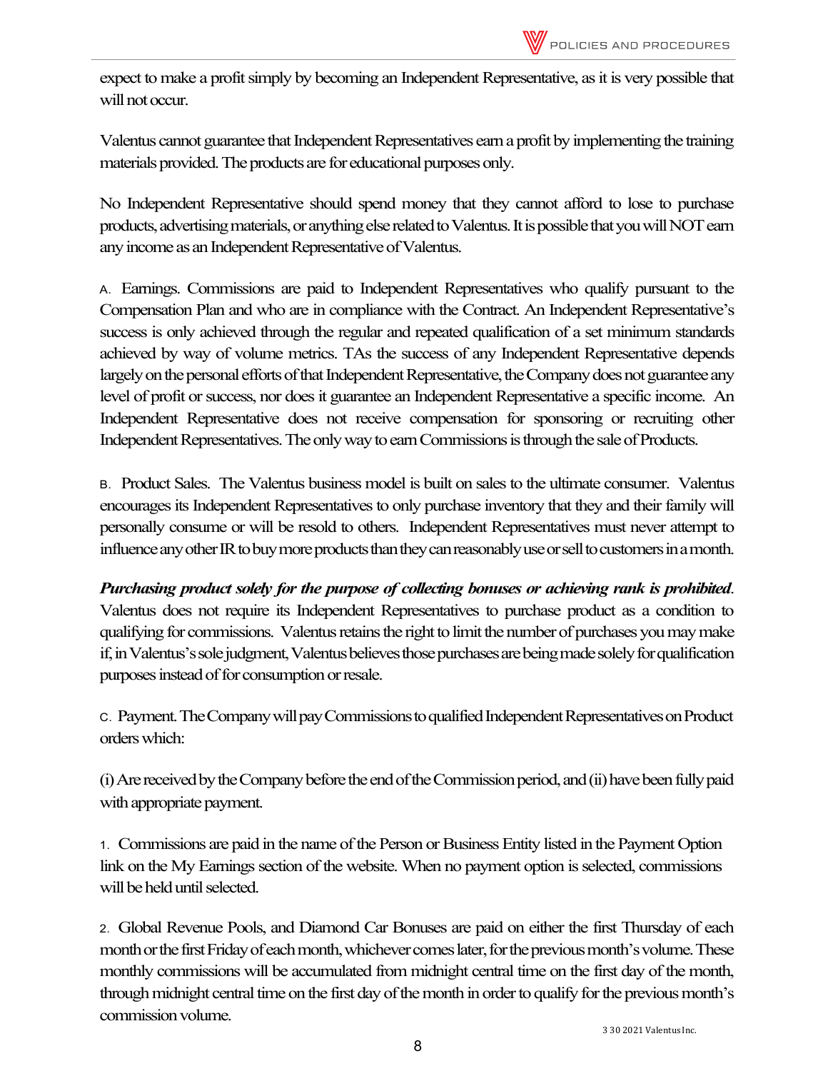expect to make a profit simply by becoming an Independent Representative, as it is very possible that will not occur.

Valentus cannot guarantee that Independent Representatives earn a profit by implementing the training materials provided. The products are for educational purposes only.

No Independent Representative should spend money that they cannot afford to lose to purchase products, advertising materials, or anything else related to Valentus. It is possible that you will NOT earn any income as an Independent Representative of Valentus.

A. Earnings. Commissions are paid to Independent Representatives who qualify pursuant to the Compensation Plan and who are in compliance with the Contract. An Independent Representative's success is only achieved through the regular and repeated qualification of a set minimum standards achieved by way of volume metrics. TAs the success of any Independent Representative depends largely on the personal efforts of that Independent Representative, the Company does not guarantee any level of profit or success, nor does it guarantee an Independent Representative a specific income. An Independent Representative does not receive compensation for sponsoring or recruiting other Independent Representatives. The only way to earn Commissions is through the sale of Products.

B. Product Sales. The Valentus business model is built on sales to the ultimate consumer. Valentus encourages its Independent Representatives to only purchase inventory that they and their family will personally consume or will be resold to others. Independent Representatives must never attempt to influence any other IR to buy more products than they can reasonably use or sell to customers in a month.

***Purchasing product solely for the purpose of collecting bonuses or achieving rank is prohibited***. Valentus does not require its Independent Representatives to purchase product as a condition to qualifying for commissions. Valentus retains the right to limit the number of purchases you may make if, in Valentus's sole judgment, Valentus believes those purchases are being made solely for qualification purposes instead of for consumption or resale.

C. Payment. The Company will pay Commissions to qualified Independent Representatives on Product orders which:

(i) Are received by the Company before the end of the Commission period, and (ii) have been fully paid with appropriate payment.

1. Commissions are paid in the name of the Person or Business Entity listed in the Payment Option link on the My Earnings section of the website. When no payment option is selected, commissions will be held until selected.

2. Global Revenue Pools, and Diamond Car Bonuses are paid on either the first Thursday of each month or the first Friday of each month, whichever comes later, for the previous month's volume. These monthly commissions will be accumulated from midnight central time on the first day of the month, through midnight central time on the first day of the month in order to qualify for the previous month's commission volume.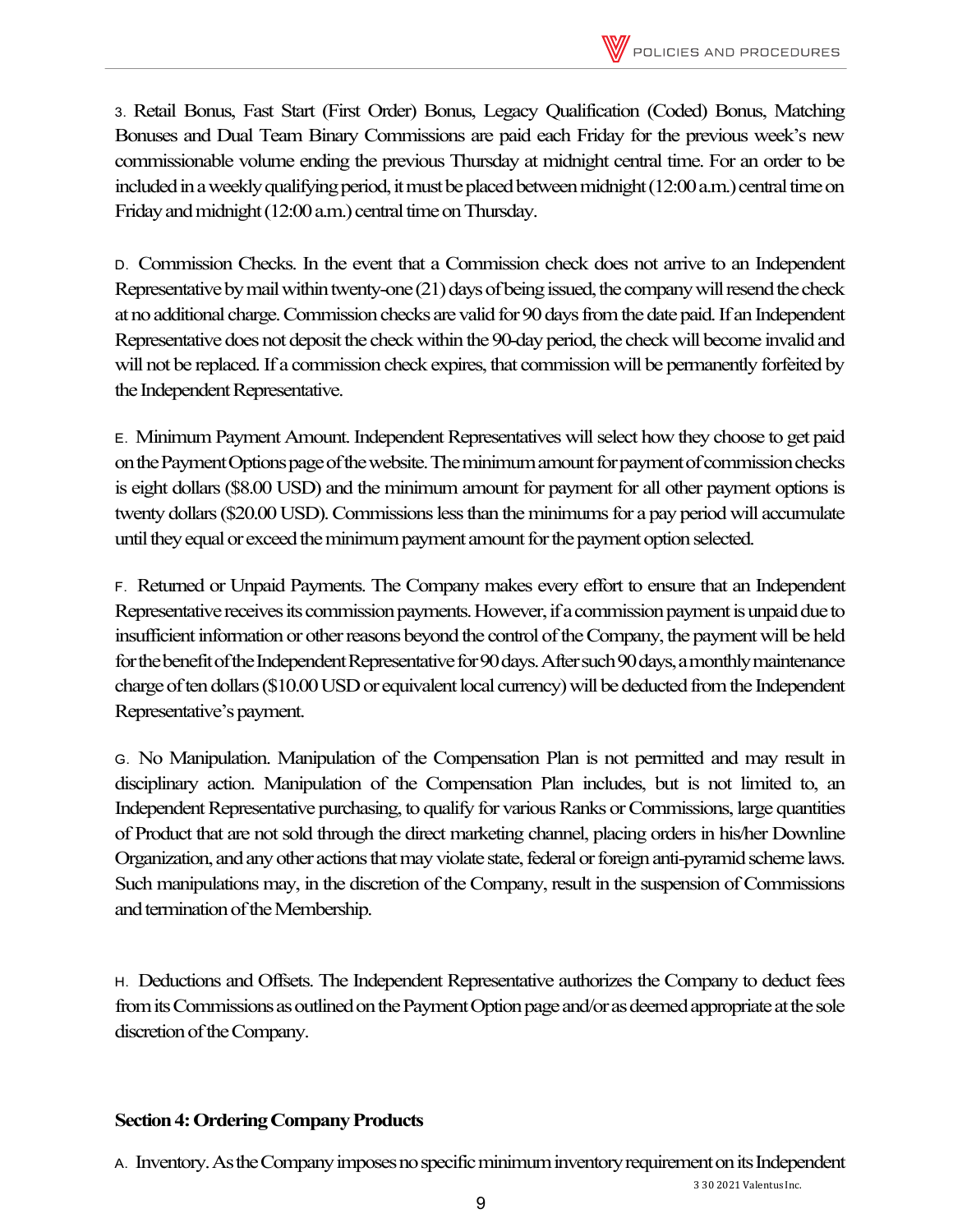3. Retail Bonus, Fast Start (First Order) Bonus, Legacy Qualification (Coded) Bonus, Matching Bonuses and Dual Team Binary Commissions are paid each Friday for the previous week's new commissionable volume ending the previous Thursday at midnight central time. For an order to be included in a weekly qualifying period, it must be placed between midnight (12:00 a.m.) central time on Friday and midnight (12:00 a.m.) central time on Thursday.

D. Commission Checks. In the event that a Commission check does not arrive to an Independent Representative by mail within twenty-one (21) days of being issued, the company will resend the check at no additional charge. Commission checks are valid for 90 days from the date paid. If an Independent Representative does not deposit the check within the 90-day period, the check will become invalid and will not be replaced. If a commission check expires, that commission will be permanently forfeited by the Independent Representative.

E. Minimum Payment Amount. Independent Representatives will select how they choose to get paid on the Payment Options page of the website. The minimum amount for payment of commission checks is eight dollars ($8.00 USD) and the minimum amount for payment for all other payment options is twenty dollars ($20.00 USD). Commissions less than the minimums for a pay period will accumulate until they equal or exceed the minimum payment amount for the payment option selected.

F. Returned or Unpaid Payments. The Company makes every effort to ensure that an Independent Representative receives its commission payments. However, if a commission payment is unpaid due to insufficient information or other reasons beyond the control of the Company, the payment will be held for the benefit of the Independent Representative for 90 days. After such 90 days, a monthly maintenance charge of ten dollars ($10.00 USD or equivalent local currency) will be deducted from the Independent Representative's payment.

G. No Manipulation. Manipulation of the Compensation Plan is not permitted and may result in disciplinary action. Manipulation of the Compensation Plan includes, but is not limited to, an Independent Representative purchasing, to qualify for various Ranks or Commissions, large quantities of Product that are not sold through the direct marketing channel, placing orders in his/her Downline Organization, and any other actions that may violate state, federal or foreign anti-pyramid scheme laws. Such manipulations may, in the discretion of the Company, result in the suspension of Commissions and termination of the Membership.

H. Deductions and Offsets. The Independent Representative authorizes the Company to deduct fees from its Commissions as outlined on the Payment Option page and/or as deemed appropriate at the sole discretion of the Company.

## Section 4: Ordering Company Products

A. Inventory. As the Company imposes no specific minimum inventory requirement on its Independent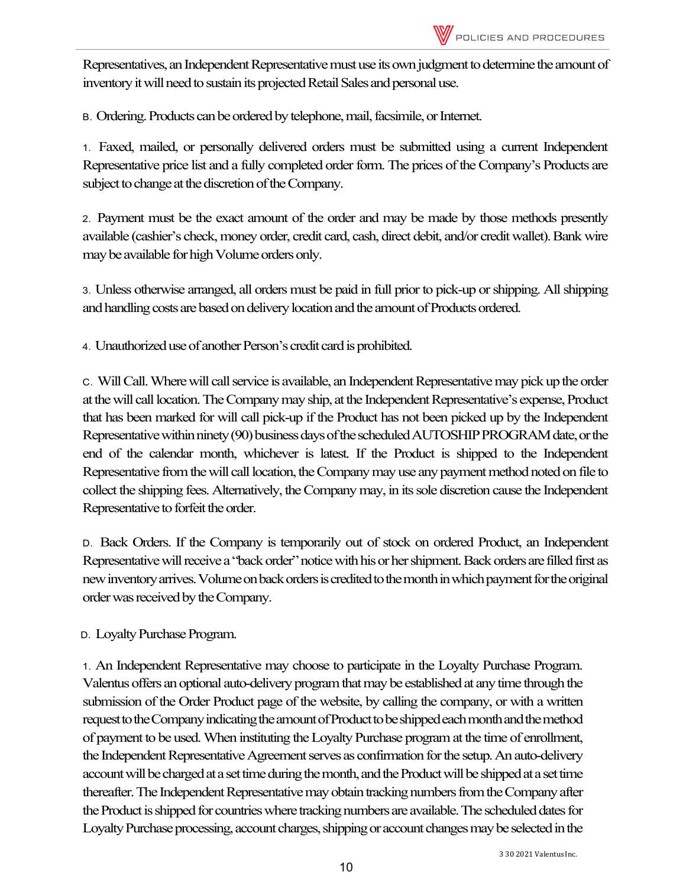Representatives, an Independent Representative must use its own judgment to determine the amount of inventory it will need to sustain its projected Retail Sales and personal use.

B. Ordering. Products can be ordered by telephone, mail, facsimile, or Internet.

1. Faxed, mailed, or personally delivered orders must be submitted using a current Independent Representative price list and a fully completed order form. The prices of the Company's Products are subject to change at the discretion of the Company.

2. Payment must be the exact amount of the order and may be made by those methods presently available (cashier's check, money order, credit card, cash, direct debit, and/or credit wallet). Bank wire may be available for high Volume orders only.

3. Unless otherwise arranged, all orders must be paid in full prior to pick-up or shipping. All shipping and handling costs are based on delivery location and the amount of Products ordered.

4. Unauthorized use of another Person's credit card is prohibited.

C. Will Call. Where will call service is available, an Independent Representative may pick up the order at the will call location. The Company may ship, at the Independent Representative's expense, Product that has been marked for will call pick-up if the Product has not been picked up by the Independent Representative within ninety (90) business days of the scheduled AUTOSHIP PROGRAM date, or the end of the calendar month, whichever is latest. If the Product is shipped to the Independent Representative from the will call location, the Company may use any payment method noted on file to collect the shipping fees. Alternatively, the Company may, in its sole discretion cause the Independent Representative to forfeit the order.

D. Back Orders. If the Company is temporarily out of stock on ordered Product, an Independent Representative will receive a "back order" notice with his or her shipment. Back orders are filled first as new inventory arrives. Volume on back orders is credited to the month in which payment for the original order was received by the Company.

D. Loyalty Purchase Program.

1. An Independent Representative may choose to participate in the Loyalty Purchase Program. Valentus offers an optional auto-delivery program that may be established at any time through the submission of the Order Product page of the website, by calling the company, or with a written request to the Company indicating the amount of Product to be shipped each month and the method of payment to be used. When instituting the Loyalty Purchase program at the time of enrollment, the Independent Representative Agreement serves as confirmation for the setup. An auto-delivery account will be charged at a set time during the month, and the Product will be shipped at a set time thereafter. The Independent Representative may obtain tracking numbers from the Company after the Product is shipped for countries where tracking numbers are available. The scheduled dates for Loyalty Purchase processing, account charges, shipping or account changes may be selected in the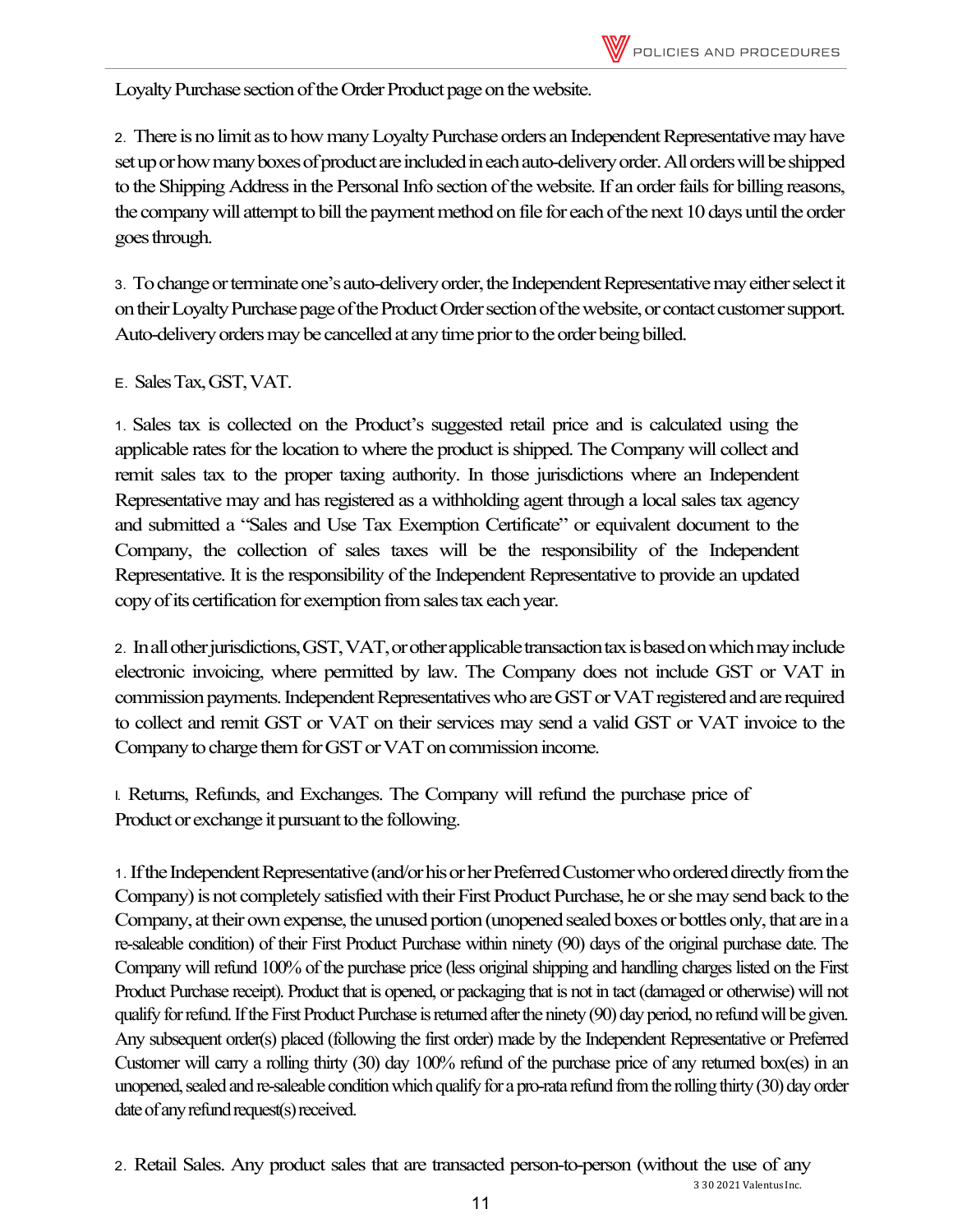Loyalty Purchase section of the Order Product page on the website.

2. There is no limit as to how many Loyalty Purchase orders an Independent Representative may have set up or how many boxes of product are included in each auto-delivery order. All orders will be shipped to the Shipping Address in the Personal Info section of the website. If an order fails for billing reasons, the company will attempt to bill the payment method on file for each of the next 10 days until the order goes through.

3. To change or terminate one's auto-delivery order, the Independent Representative may either select it on their Loyalty Purchase page of the Product Order section of the website, or contact customer support. Auto-delivery orders may be cancelled at any time prior to the order being billed.

E. Sales Tax, GST, VAT.

1. Sales tax is collected on the Product's suggested retail price and is calculated using the applicable rates for the location to where the product is shipped. The Company will collect and remit sales tax to the proper taxing authority. In those jurisdictions where an Independent Representative may and has registered as a withholding agent through a local sales tax agency and submitted a "Sales and Use Tax Exemption Certificate" or equivalent document to the Company, the collection of sales taxes will be the responsibility of the Independent Representative. It is the responsibility of the Independent Representative to provide an updated copy of its certification for exemption from sales tax each year.

2. In all other jurisdictions, GST, VAT, or other applicable transaction tax is based on which may include electronic invoicing, where permitted by law. The Company does not include GST or VAT in commission payments. Independent Representatives who are GST or VAT registered and are required to collect and remit GST or VAT on their services may send a valid GST or VAT invoice to the Company to charge them for GST or VAT on commission income.

I. Returns, Refunds, and Exchanges. The Company will refund the purchase price of Product or exchange it pursuant to the following.

1. If the Independent Representative (and/or his or her Preferred Customer who ordered directly from the Company) is not completely satisfied with their First Product Purchase, he or she may send back to the Company, at their own expense, the unused portion (unopened sealed boxes or bottles only, that are in a re-saleable condition) of their First Product Purchase within ninety (90) days of the original purchase date. The Company will refund 100% of the purchase price (less original shipping and handling charges listed on the First Product Purchase receipt). Product that is opened, or packaging that is not in tact (damaged or otherwise) will not qualify for refund. If the First Product Purchase is returned after the ninety (90) day period, no refund will be given. Any subsequent order(s) placed (following the first order) made by the Independent Representative or Preferred Customer will carry a rolling thirty (30) day 100% refund of the purchase price of any returned box(es) in an unopened, sealed and re-saleable condition which qualify for a pro-rata refund from the rolling thirty (30) day order date of any refund request(s) received.

2. Retail Sales. Any product sales that are transacted person-to-person (without the use of any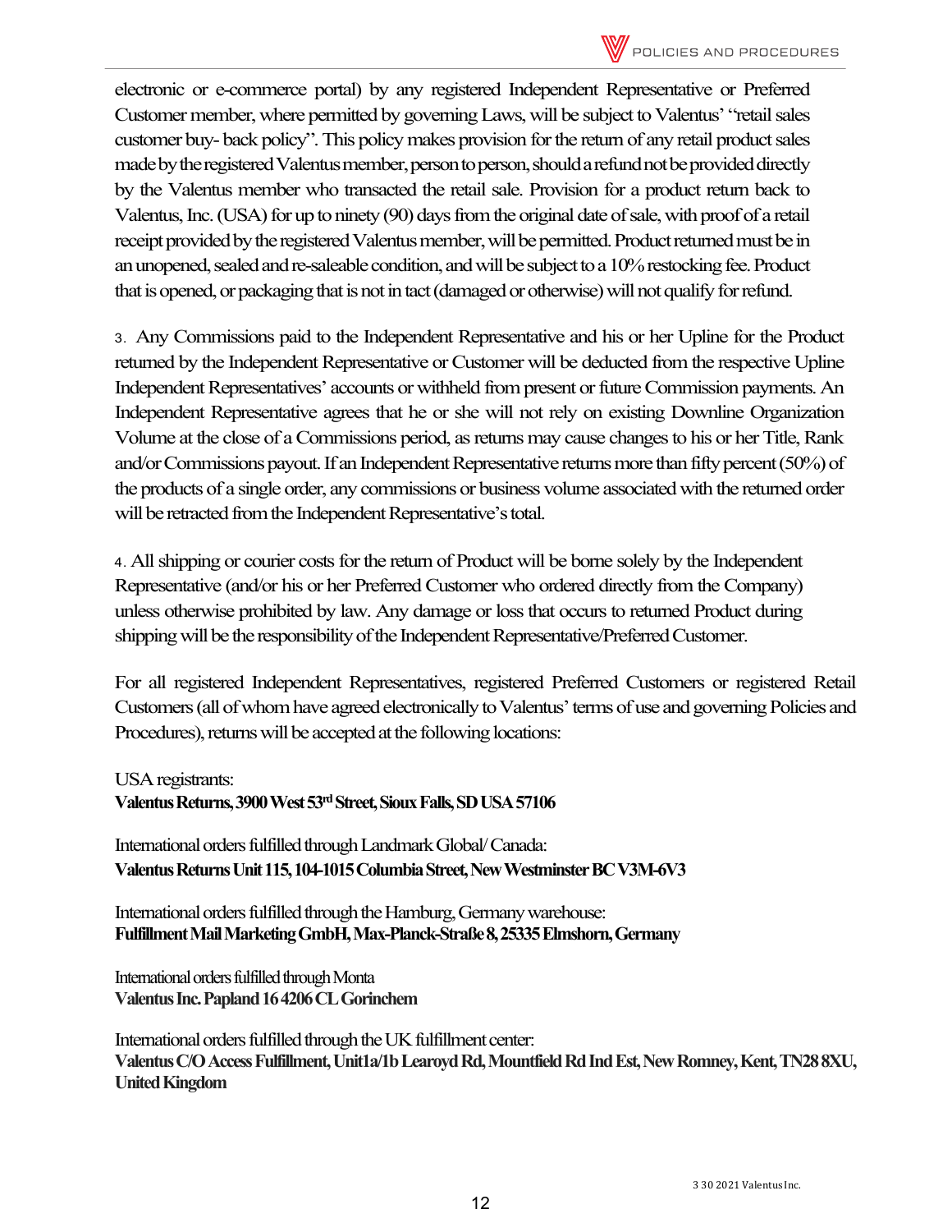electronic or e-commerce portal) by any registered Independent Representative or Preferred Customer member, where permitted by governing Laws, will be subject to Valentus' "retail sales customer buy- back policy". This policy makes provision for the return of any retail product sales made by the registered Valentus member, person to person, should a refund not be provided directly by the Valentus member who transacted the retail sale. Provision for a product return back to Valentus, Inc. (USA) for up to ninety (90) days from the original date of sale, with proof of a retail receipt provided by the registered Valentus member, will be permitted. Product returned must be in an unopened, sealed and re-saleable condition, and will be subject to a 10% restocking fee. Product that is opened, or packaging that is not in tact (damaged or otherwise) will not qualify for refund.

3. Any Commissions paid to the Independent Representative and his or her Upline for the Product returned by the Independent Representative or Customer will be deducted from the respective Upline Independent Representatives' accounts or withheld from present or future Commission payments. An Independent Representative agrees that he or she will not rely on existing Downline Organization Volume at the close of a Commissions period, as returns may cause changes to his or her Title, Rank and/or Commissions payout. If an Independent Representative returns more than fifty percent (50%) of the products of a single order, any commissions or business volume associated with the returned order will be retracted from the Independent Representative's total.

4. All shipping or courier costs for the return of Product will be borne solely by the Independent Representative (and/or his or her Preferred Customer who ordered directly from the Company) unless otherwise prohibited by law. Any damage or loss that occurs to returned Product during shipping will be the responsibility of the Independent Representative/Preferred Customer.

For all registered Independent Representatives, registered Preferred Customers or registered Retail Customers (all of whom have agreed electronically to Valentus' terms of use and governing Policies and Procedures), returns will be accepted at the following locations:

USA registrants:
**Valentus Returns, 3900 West 53rd Street, Sioux Falls, SD USA 57106**

International orders fulfilled through Landmark Global/ Canada:
**Valentus Returns Unit 115, 104-1015 Columbia Street, New Westminster BC V3M-6V3**

International orders fulfilled through the Hamburg, Germany warehouse:
**Fulfillment Mail Marketing GmbH, Max-Planck-Straße 8, 25335 Elmshorn, Germany**

International orders fulfilled through Monta
**Valentus Inc. Papland 16 4206 CL Gorinchem**

International orders fulfilled through the UK fulfillment center:
**Valentus C/O Access Fulfillment, Unit1a/1b Learoyd Rd, Mountfield Rd Ind Est, New Romney, Kent, TN28 8XU, United Kingdom**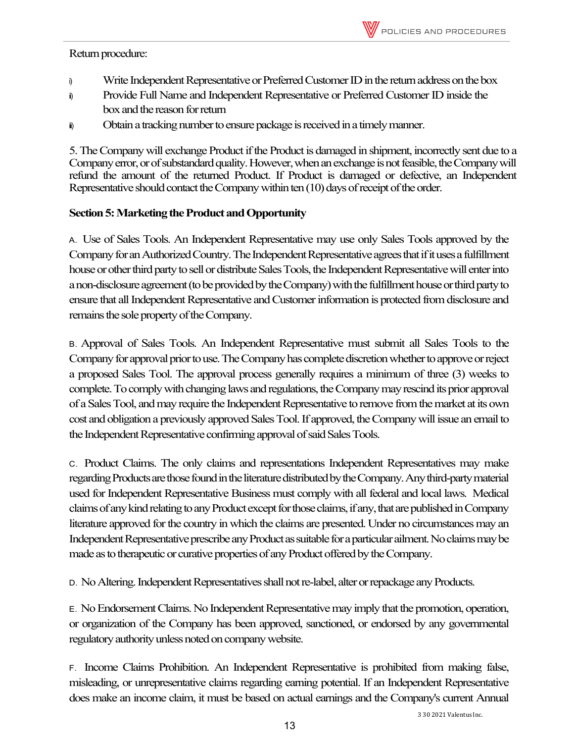Return procedure:

i) Write Independent Representative or Preferred Customer ID in the return address on the box
ii) Provide Full Name and Independent Representative or Preferred Customer ID inside the box and the reason for return
iii) Obtain a tracking number to ensure package is received in a timely manner.

5. The Company will exchange Product if the Product is damaged in shipment, incorrectly sent due to a Company error, or of substandard quality. However, when an exchange is not feasible, the Company will refund the amount of the returned Product. If Product is damaged or defective, an Independent Representative should contact the Company within ten (10) days of receipt of the order.

**Section 5: Marketing the Product and Opportunity**

A. Use of Sales Tools. An Independent Representative may use only Sales Tools approved by the Company for an Authorized Country. The Independent Representative agrees that if it uses a fulfillment house or other third party to sell or distribute Sales Tools, the Independent Representative will enter into a non-disclosure agreement (to be provided by the Company) with the fulfillment house or third party to ensure that all Independent Representative and Customer information is protected from disclosure and remains the sole property of the Company.

B. Approval of Sales Tools. An Independent Representative must submit all Sales Tools to the Company for approval prior to use. The Company has complete discretion whether to approve or reject a proposed Sales Tool. The approval process generally requires a minimum of three (3) weeks to complete. To comply with changing laws and regulations, the Company may rescind its prior approval of a Sales Tool, and may require the Independent Representative to remove from the market at its own cost and obligation a previously approved Sales Tool. If approved, the Company will issue an email to the Independent Representative confirming approval of said Sales Tools.

C. Product Claims. The only claims and representations Independent Representatives may make regarding Products are those found in the literature distributed by the Company. Any third-party material used for Independent Representative Business must comply with all federal and local laws. Medical claims of any kind relating to any Product except for those claims, if any, that are published in Company literature approved for the country in which the claims are presented. Under no circumstances may an Independent Representative prescribe any Product as suitable for a particular ailment. No claims may be made as to therapeutic or curative properties of any Product offered by the Company.

D. No Altering. Independent Representatives shall not re-label, alter or repackage any Products.

E. No Endorsement Claims. No Independent Representative may imply that the promotion, operation, or organization of the Company has been approved, sanctioned, or endorsed by any governmental regulatory authority unless noted on company website.

F. Income Claims Prohibition. An Independent Representative is prohibited from making false, misleading, or unrepresentative claims regarding earning potential. If an Independent Representative does make an income claim, it must be based on actual earnings and the Company's current Annual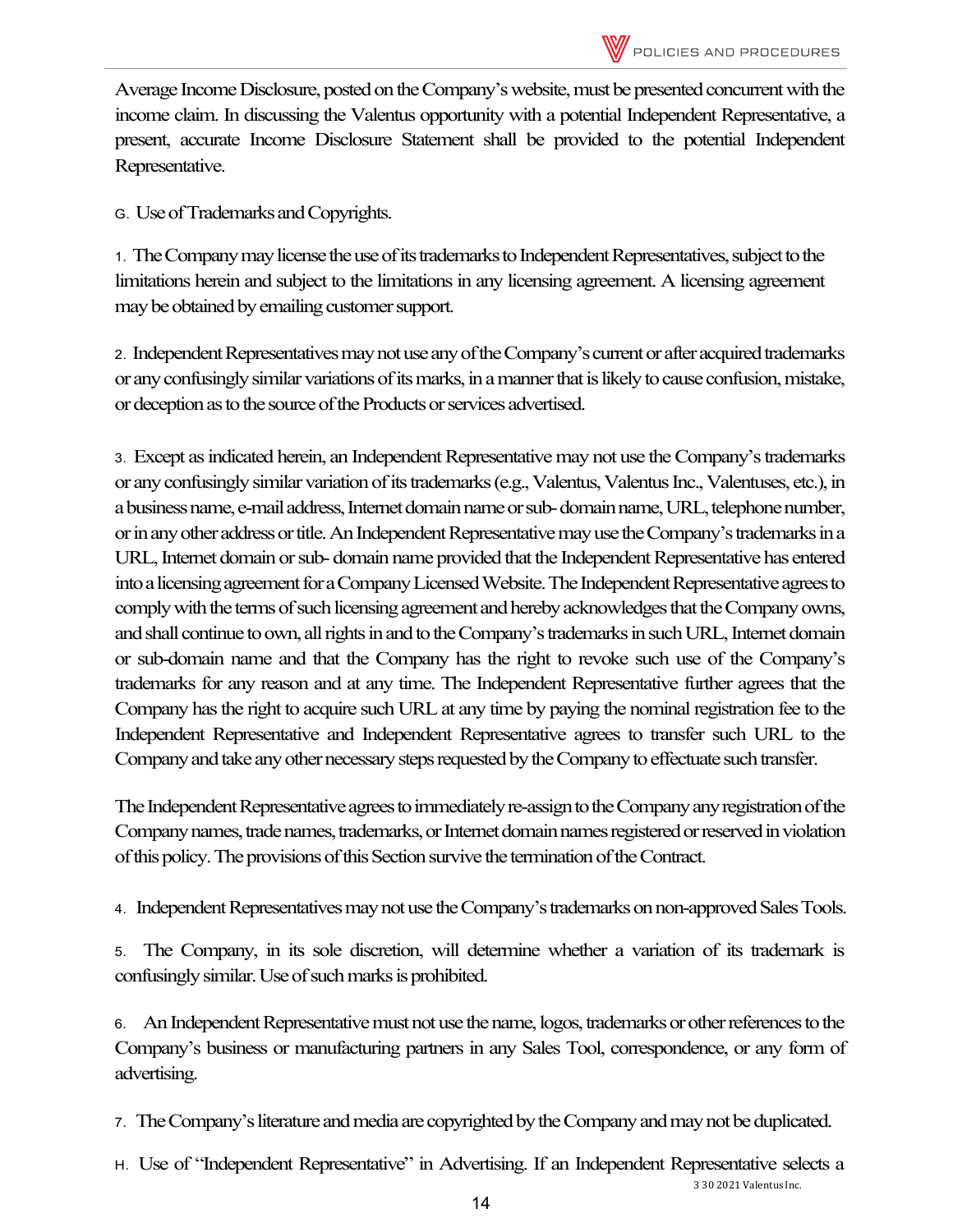Average Income Disclosure, posted on the Company's website, must be presented concurrent with the income claim. In discussing the Valentus opportunity with a potential Independent Representative, a present, accurate Income Disclosure Statement shall be provided to the potential Independent Representative.

G. Use of Trademarks and Copyrights.

1. The Company may license the use of its trademarks to Independent Representatives, subject to the limitations herein and subject to the limitations in any licensing agreement. A licensing agreement may be obtained by emailing customer support.

2. Independent Representatives may not use any of the Company's current or after acquired trademarks or any confusingly similar variations of its marks, in a manner that is likely to cause confusion, mistake, or deception as to the source of the Products or services advertised.

3. Except as indicated herein, an Independent Representative may not use the Company's trademarks or any confusingly similar variation of its trademarks (e.g., Valentus, Valentus Inc., Valentuses, etc.), in a business name, e-mail address, Internet domain name or sub- domain name, URL, telephone number, or in any other address or title. An Independent Representative may use the Company's trademarks in a URL, Internet domain or sub- domain name provided that the Independent Representative has entered into a licensing agreement for a Company Licensed Website. The Independent Representative agrees to comply with the terms of such licensing agreement and hereby acknowledges that the Company owns, and shall continue to own, all rights in and to the Company's trademarks in such URL, Internet domain or sub-domain name and that the Company has the right to revoke such use of the Company's trademarks for any reason and at any time. The Independent Representative further agrees that the Company has the right to acquire such URL at any time by paying the nominal registration fee to the Independent Representative and Independent Representative agrees to transfer such URL to the Company and take any other necessary steps requested by the Company to effectuate such transfer.

The Independent Representative agrees to immediately re-assign to the Company any registration of the Company names, trade names, trademarks, or Internet domain names registered or reserved in violation of this policy. The provisions of this Section survive the termination of the Contract.

4. Independent Representatives may not use the Company's trademarks on non-approved Sales Tools.

5. The Company, in its sole discretion, will determine whether a variation of its trademark is confusingly similar. Use of such marks is prohibited.

6. An Independent Representative must not use the name, logos, trademarks or other references to the Company's business or manufacturing partners in any Sales Tool, correspondence, or any form of advertising.

7. The Company's literature and media are copyrighted by the Company and may not be duplicated.

H. Use of "Independent Representative" in Advertising. If an Independent Representative selects a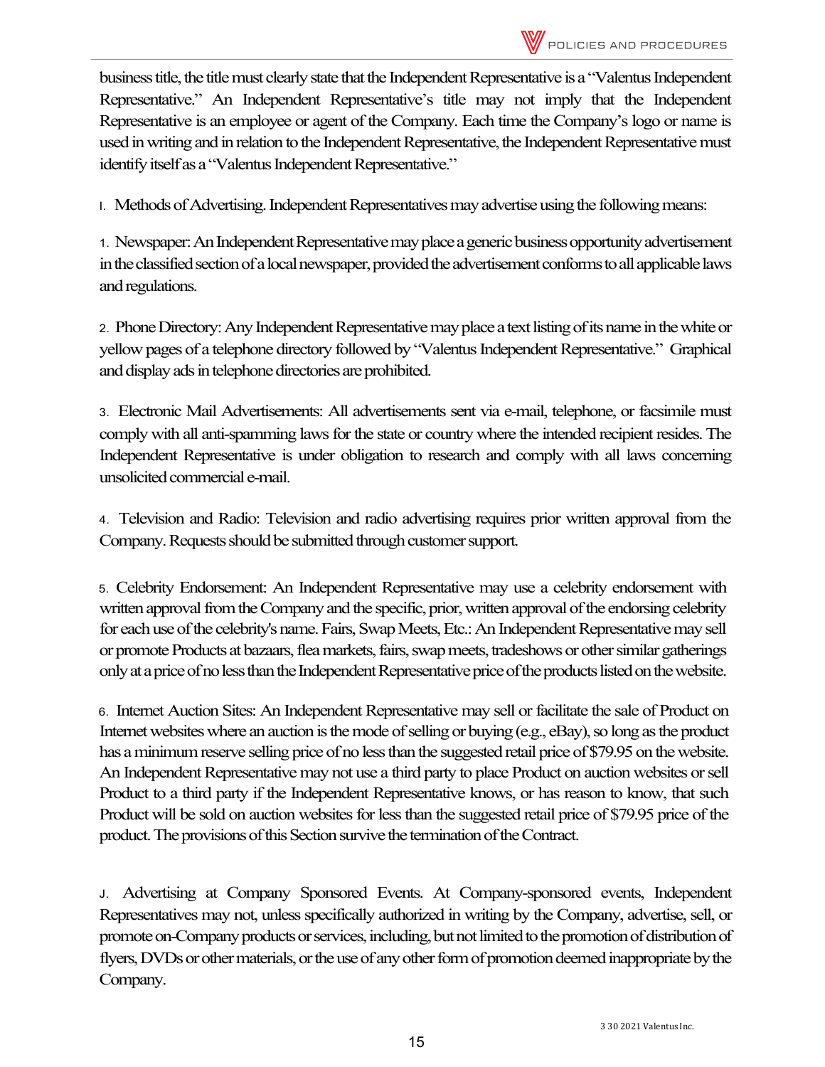business title, the title must clearly state that the Independent Representative is a "Valentus Independent Representative." An Independent Representative's title may not imply that the Independent Representative is an employee or agent of the Company. Each time the Company's logo or name is used in writing and in relation to the Independent Representative, the Independent Representative must identify itself as a "Valentus Independent Representative."

I. Methods of Advertising. Independent Representatives may advertise using the following means:

1. Newspaper: An Independent Representative may place a generic business opportunity advertisement in the classified section of a local newspaper, provided the advertisement conforms to all applicable laws and regulations.

2. Phone Directory: Any Independent Representative may place a text listing of its name in the white or yellow pages of a telephone directory followed by "Valentus Independent Representative." Graphical and display ads in telephone directories are prohibited.

3. Electronic Mail Advertisements: All advertisements sent via e-mail, telephone, or facsimile must comply with all anti-spamming laws for the state or country where the intended recipient resides. The Independent Representative is under obligation to research and comply with all laws concerning unsolicited commercial e-mail.

4. Television and Radio: Television and radio advertising requires prior written approval from the Company. Requests should be submitted through customer support.

5. Celebrity Endorsement: An Independent Representative may use a celebrity endorsement with written approval from the Company and the specific, prior, written approval of the endorsing celebrity for each use of the celebrity's name. Fairs, Swap Meets, Etc.: An Independent Representative may sell or promote Products at bazaars, flea markets, fairs, swap meets, tradeshows or other similar gatherings only at a price of no less than the Independent Representative price of the products listed on the website.

6. Internet Auction Sites: An Independent Representative may sell or facilitate the sale of Product on Internet websites where an auction is the mode of selling or buying (e.g., eBay), so long as the product has a minimum reserve selling price of no less than the suggested retail price of $79.95 on the website. An Independent Representative may not use a third party to place Product on auction websites or sell Product to a third party if the Independent Representative knows, or has reason to know, that such Product will be sold on auction websites for less than the suggested retail price of $79.95 price of the product. The provisions of this Section survive the termination of the Contract.

J. Advertising at Company Sponsored Events. At Company-sponsored events, Independent Representatives may not, unless specifically authorized in writing by the Company, advertise, sell, or promote on-Company products or services, including, but not limited to the promotion of distribution of flyers, DVDs or other materials, or the use of any other form of promotion deemed inappropriate by the Company.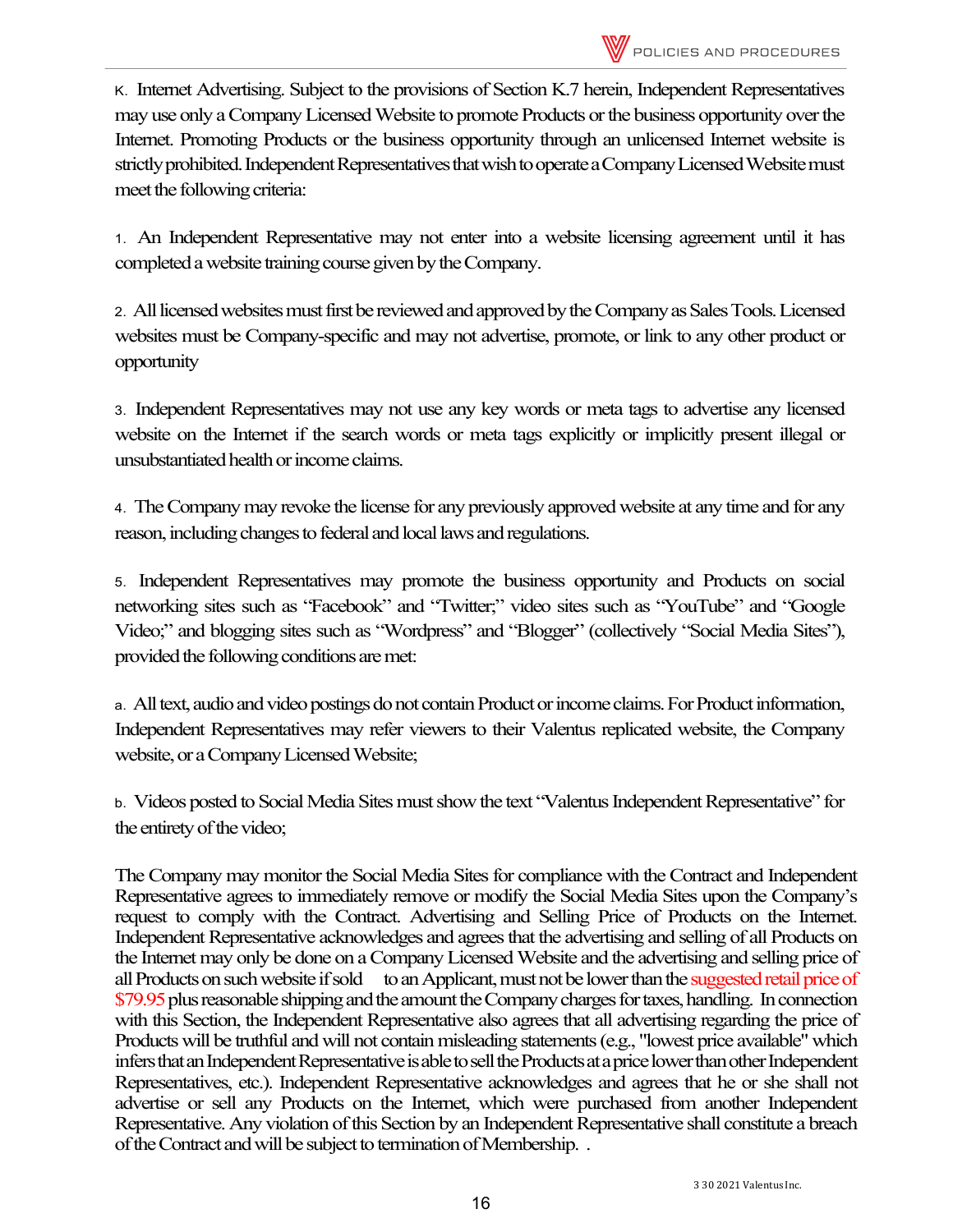K. Internet Advertising. Subject to the provisions of Section K.7 herein, Independent Representatives may use only a Company Licensed Website to promote Products or the business opportunity over the Internet. Promoting Products or the business opportunity through an unlicensed Internet website is strictly prohibited. Independent Representatives that wish to operate a Company Licensed Website must meet the following criteria:

1. An Independent Representative may not enter into a website licensing agreement until it has completed a website training course given by the Company.

2. All licensed websites must first be reviewed and approved by the Company as Sales Tools. Licensed websites must be Company-specific and may not advertise, promote, or link to any other product or opportunity

3. Independent Representatives may not use any key words or meta tags to advertise any licensed website on the Internet if the search words or meta tags explicitly or implicitly present illegal or unsubstantiated health or income claims.

4. The Company may revoke the license for any previously approved website at any time and for any reason, including changes to federal and local laws and regulations.

5. Independent Representatives may promote the business opportunity and Products on social networking sites such as "Facebook" and "Twitter;" video sites such as "YouTube" and "Google Video;" and blogging sites such as "Wordpress" and "Blogger" (collectively "Social Media Sites"), provided the following conditions are met:

a. All text, audio and video postings do not contain Product or income claims. For Product information, Independent Representatives may refer viewers to their Valentus replicated website, the Company website, or a Company Licensed Website;

b. Videos posted to Social Media Sites must show the text "Valentus Independent Representative" for the entirety of the video;

The Company may monitor the Social Media Sites for compliance with the Contract and Independent Representative agrees to immediately remove or modify the Social Media Sites upon the Company's request to comply with the Contract. Advertising and Selling Price of Products on the Internet. Independent Representative acknowledges and agrees that the advertising and selling of all Products on the Internet may only be done on a Company Licensed Website and the advertising and selling price of all Products on such website if sold to an Applicant, must not be lower than the suggested retail price of $79.95 plus reasonable shipping and the amount the Company charges for taxes, handling. In connection with this Section, the Independent Representative also agrees that all advertising regarding the price of Products will be truthful and will not contain misleading statements (e.g., "lowest price available" which infers that an Independent Representative is able to sell the Products at a price lower than other Independent Representatives, etc.). Independent Representative acknowledges and agrees that he or she shall not advertise or sell any Products on the Internet, which were purchased from another Independent Representative. Any violation of this Section by an Independent Representative shall constitute a breach of the Contract and will be subject to termination of Membership. .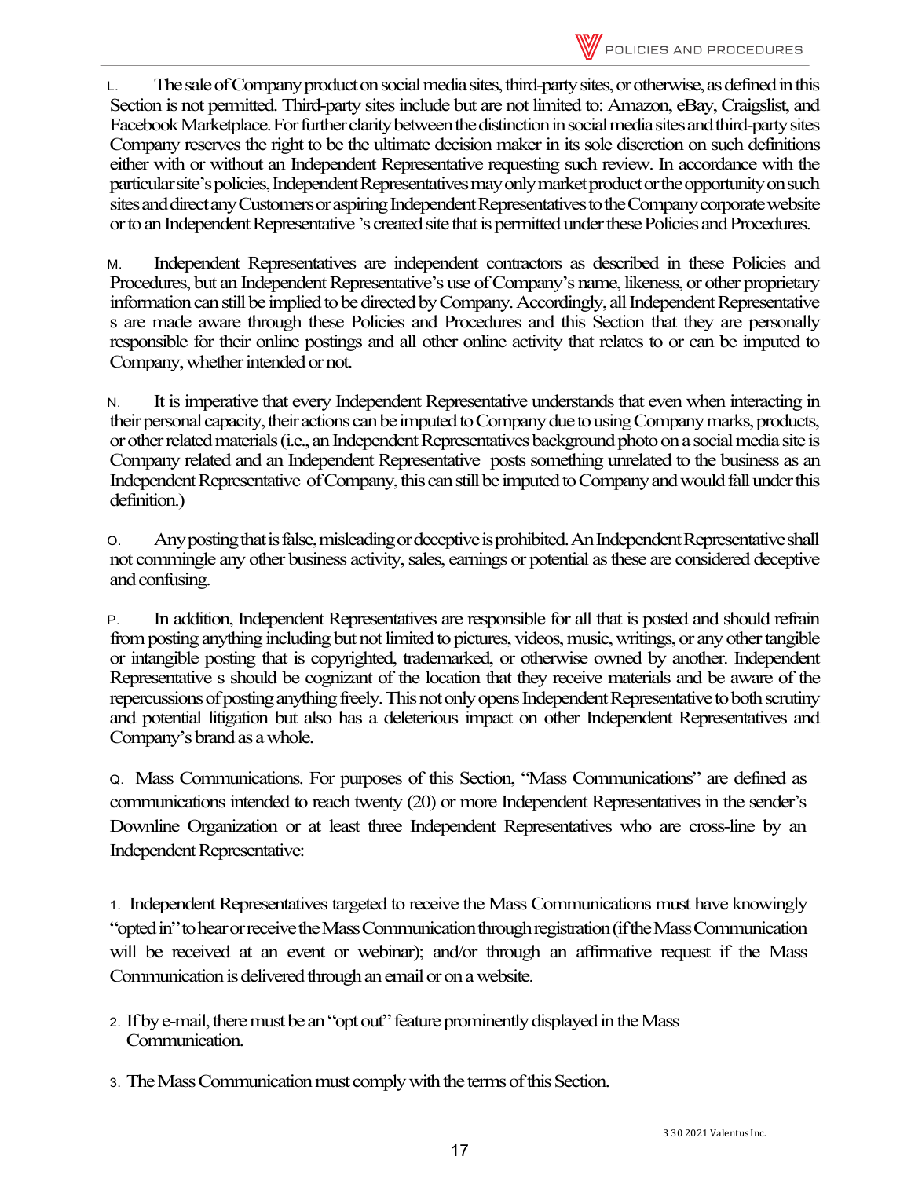L. The sale of Company product on social media sites, third-party sites, or otherwise, as defined in this Section is not permitted. Third-party sites include but are not limited to: Amazon, eBay, Craigslist, and Facebook Marketplace. For further clarity between the distinction in social media sites and third-party sites Company reserves the right to be the ultimate decision maker in its sole discretion on such definitions either with or without an Independent Representative requesting such review. In accordance with the particular site's policies, Independent Representatives may only market product or the opportunity on such sites and direct any Customers or aspiring Independent Representatives to the Company corporate website or to an Independent Representative 's created site that is permitted under these Policies and Procedures.

M. Independent Representatives are independent contractors as described in these Policies and Procedures, but an Independent Representative's use of Company's name, likeness, or other proprietary information can still be implied to be directed by Company. Accordingly, all Independent Representative s are made aware through these Policies and Procedures and this Section that they are personally responsible for their online postings and all other online activity that relates to or can be imputed to Company, whether intended or not.

N. It is imperative that every Independent Representative understands that even when interacting in their personal capacity, their actions can be imputed to Company due to using Company marks, products, or other related materials (i.e., an Independent Representatives background photo on a social media site is Company related and an Independent Representative posts something unrelated to the business as an Independent Representative of Company, this can still be imputed to Company and would fall under this definition.)

O. Any posting that is false, misleading or deceptive is prohibited. An Independent Representative shall not commingle any other business activity, sales, earnings or potential as these are considered deceptive and confusing.

P. In addition, Independent Representatives are responsible for all that is posted and should refrain from posting anything including but not limited to pictures, videos, music, writings, or any other tangible or intangible posting that is copyrighted, trademarked, or otherwise owned by another. Independent Representative s should be cognizant of the location that they receive materials and be aware of the repercussions of posting anything freely. This not only opens Independent Representative to both scrutiny and potential litigation but also has a deleterious impact on other Independent Representatives and Company's brand as a whole.

Q. Mass Communications. For purposes of this Section, "Mass Communications" are defined as communications intended to reach twenty (20) or more Independent Representatives in the sender's Downline Organization or at least three Independent Representatives who are cross-line by an Independent Representative:

1. Independent Representatives targeted to receive the Mass Communications must have knowingly "opted in" to hear or receive the Mass Communication through registration (if the Mass Communication will be received at an event or webinar); and/or through an affirmative request if the Mass Communication is delivered through an email or on a website.

2. If by e-mail, there must be an "opt out" feature prominently displayed in the Mass Communication.

3. The Mass Communication must comply with the terms of this Section.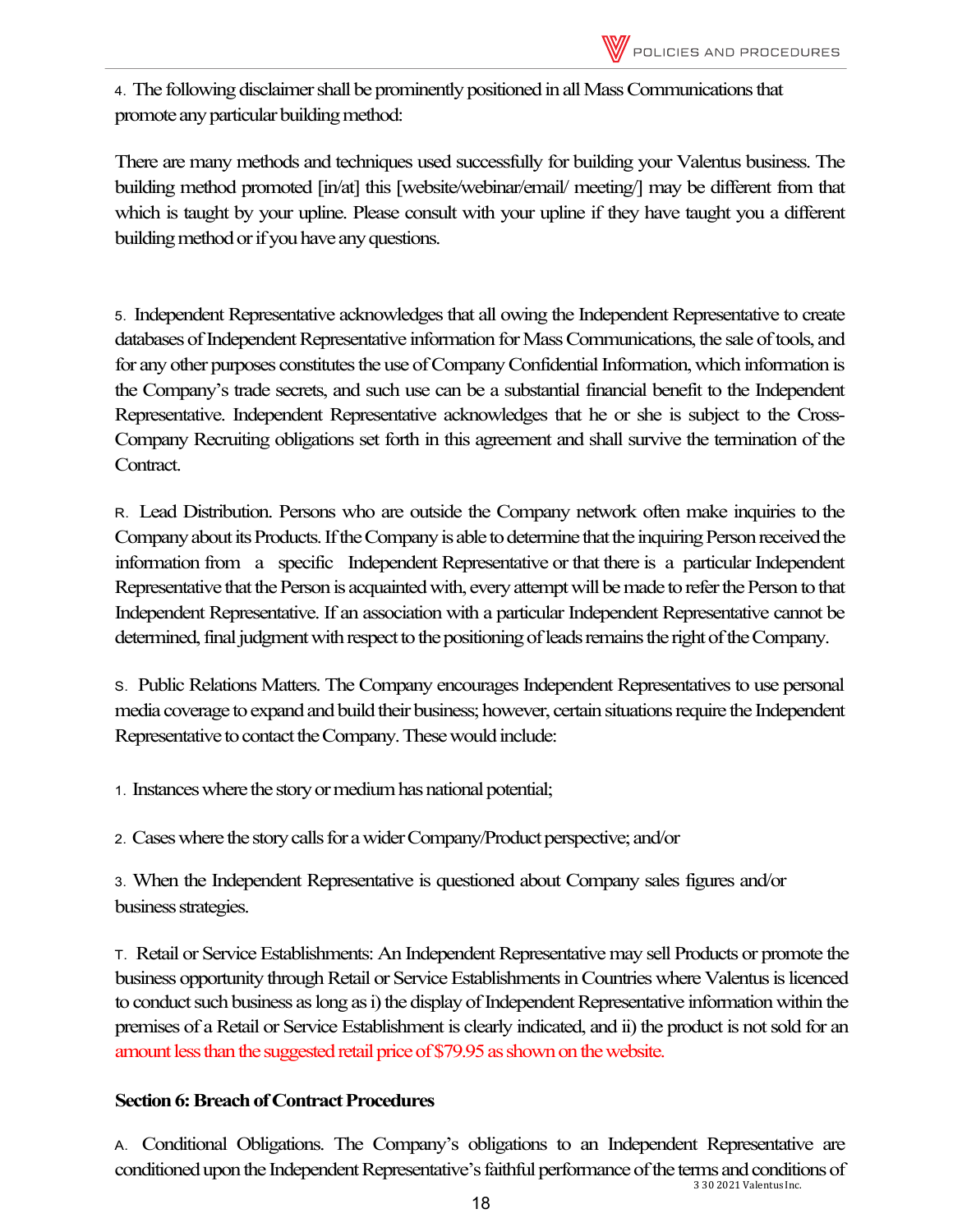4. The following disclaimer shall be prominently positioned in all Mass Communications that promote any particular building method:

There are many methods and techniques used successfully for building your Valentus business. The building method promoted [in/at] this [website/webinar/email/ meeting/] may be different from that which is taught by your upline. Please consult with your upline if they have taught you a different building method or if you have any questions.

5. Independent Representative acknowledges that all owing the Independent Representative to create databases of Independent Representative information for Mass Communications, the sale of tools, and for any other purposes constitutes the use of Company Confidential Information, which information is the Company's trade secrets, and such use can be a substantial financial benefit to the Independent Representative. Independent Representative acknowledges that he or she is subject to the Cross-Company Recruiting obligations set forth in this agreement and shall survive the termination of the Contract.

R. Lead Distribution. Persons who are outside the Company network often make inquiries to the Company about its Products. If the Company is able to determine that the inquiring Person received the information from a specific Independent Representative or that there is a particular Independent Representative that the Person is acquainted with, every attempt will be made to refer the Person to that Independent Representative. If an association with a particular Independent Representative cannot be determined, final judgment with respect to the positioning of leads remains the right of the Company.

S. Public Relations Matters. The Company encourages Independent Representatives to use personal media coverage to expand and build their business; however, certain situations require the Independent Representative to contact the Company. These would include:

1. Instances where the story or medium has national potential;

2. Cases where the story calls for a wider Company/Product perspective; and/or

3. When the Independent Representative is questioned about Company sales figures and/or business strategies.

T. Retail or Service Establishments: An Independent Representative may sell Products or promote the business opportunity through Retail or Service Establishments in Countries where Valentus is licenced to conduct such business as long as i) the display of Independent Representative information within the premises of a Retail or Service Establishment is clearly indicated, and ii) the product is not sold for an amount less than the suggested retail price of $79.95 as shown on the website.

**Section 6: Breach of Contract Procedures**

A. Conditional Obligations. The Company's obligations to an Independent Representative are conditioned upon the Independent Representative's faithful performance of the terms and conditions of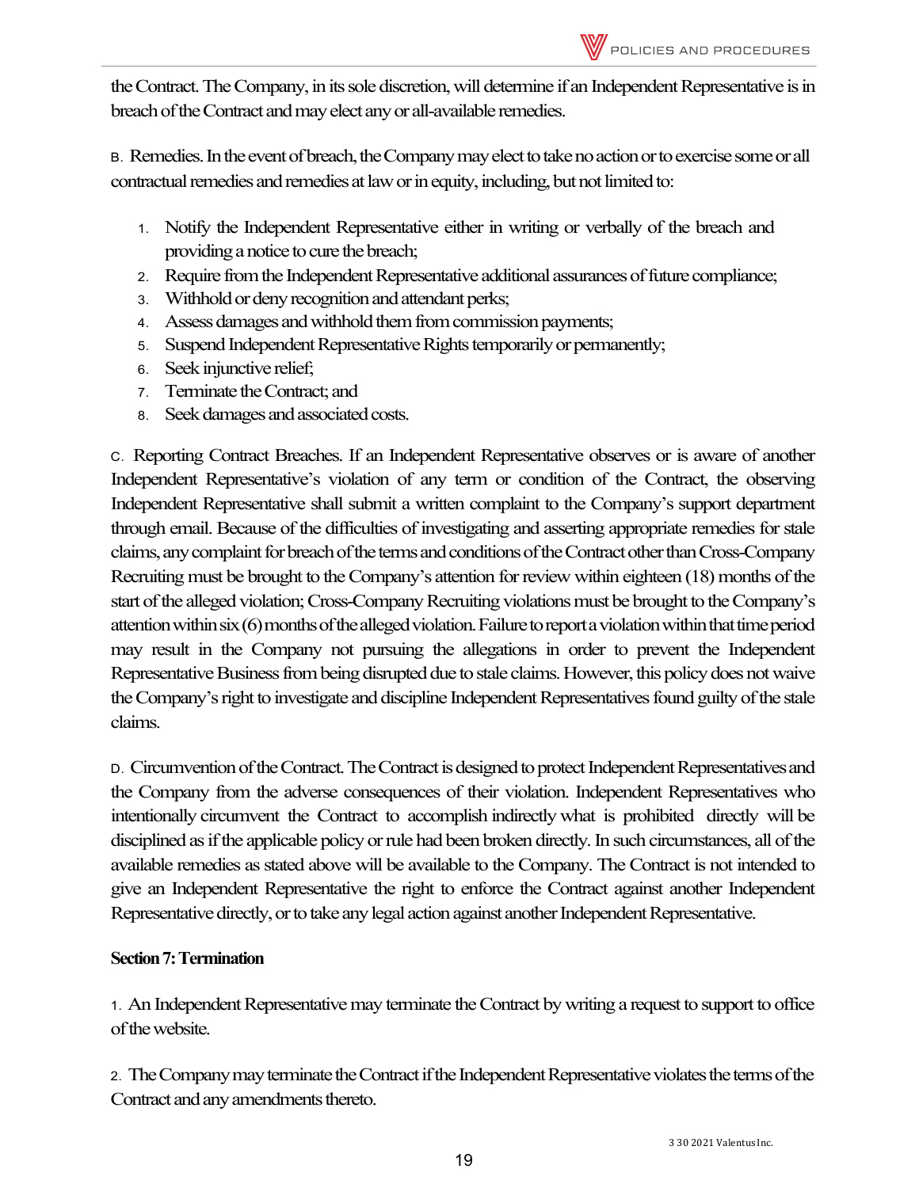the Contract. The Company, in its sole discretion, will determine if an Independent Representative is in breach of the Contract and may elect any or all-available remedies.

B. Remedies. In the event of breach, the Company may elect to take no action or to exercise some or all contractual remedies and remedies at law or in equity, including, but not limited to:

1. Notify the Independent Representative either in writing or verbally of the breach and providing a notice to cure the breach;
2. Require from the Independent Representative additional assurances of future compliance;
3. Withhold or deny recognition and attendant perks;
4. Assess damages and withhold them from commission payments;
5. Suspend Independent Representative Rights temporarily or permanently;
6. Seek injunctive relief;
7. Terminate the Contract; and
8. Seek damages and associated costs.

C. Reporting Contract Breaches. If an Independent Representative observes or is aware of another Independent Representative's violation of any term or condition of the Contract, the observing Independent Representative shall submit a written complaint to the Company's support department through email. Because of the difficulties of investigating and asserting appropriate remedies for stale claims, any complaint for breach of the terms and conditions of the Contract other than Cross-Company Recruiting must be brought to the Company's attention for review within eighteen (18) months of the start of the alleged violation; Cross-Company Recruiting violations must be brought to the Company's attention within six (6) months of the alleged violation. Failure to report a violation within that time period may result in the Company not pursuing the allegations in order to prevent the Independent Representative Business from being disrupted due to stale claims. However, this policy does not waive the Company's right to investigate and discipline Independent Representatives found guilty of the stale claims.

D. Circumvention of the Contract. The Contract is designed to protect Independent Representatives and the Company from the adverse consequences of their violation. Independent Representatives who intentionally circumvent the Contract to accomplish indirectly what is prohibited directly will be disciplined as if the applicable policy or rule had been broken directly. In such circumstances, all of the available remedies as stated above will be available to the Company. The Contract is not intended to give an Independent Representative the right to enforce the Contract against another Independent Representative directly, or to take any legal action against another Independent Representative.

**Section 7: Termination**

1. An Independent Representative may terminate the Contract by writing a request to support to office of the website.

2. The Company may terminate the Contract if the Independent Representative violates the terms of the Contract and any amendments thereto.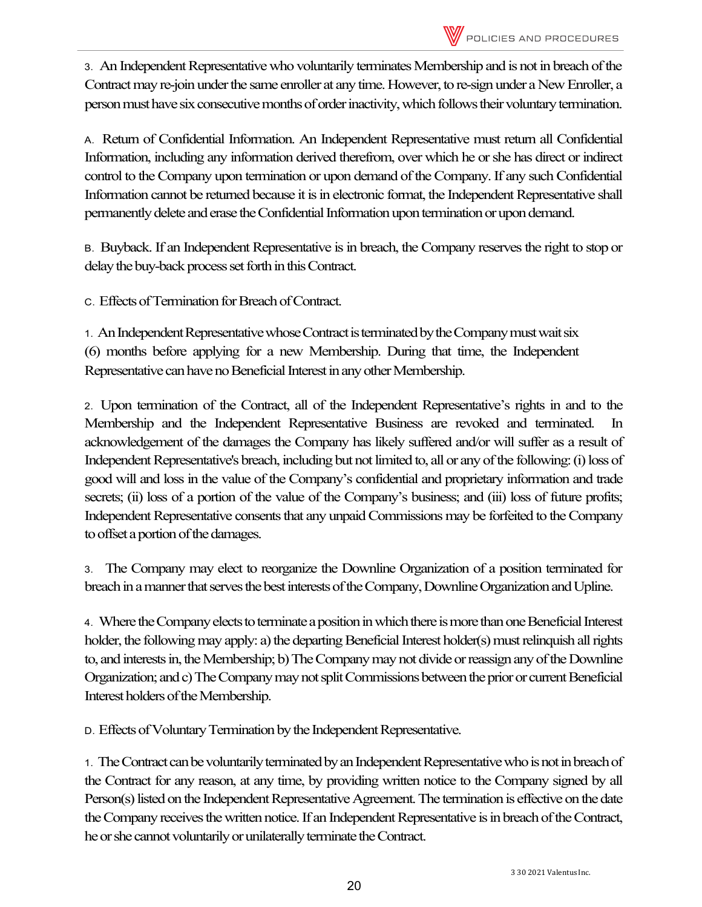3. An Independent Representative who voluntarily terminates Membership and is not in breach of the Contract may re-join under the same enroller at any time. However, to re-sign under a New Enroller, a person must have six consecutive months of order inactivity, which follows their voluntary termination.

A. Return of Confidential Information. An Independent Representative must return all Confidential Information, including any information derived therefrom, over which he or she has direct or indirect control to the Company upon termination or upon demand of the Company. If any such Confidential Information cannot be returned because it is in electronic format, the Independent Representative shall permanently delete and erase the Confidential Information upon termination or upon demand.

B. Buyback. If an Independent Representative is in breach, the Company reserves the right to stop or delay the buy-back process set forth in this Contract.

C. Effects of Termination for Breach of Contract.

1. An Independent Representative whose Contract is terminated by the Company must wait six (6) months before applying for a new Membership. During that time, the Independent Representative can have no Beneficial Interest in any other Membership.

2. Upon termination of the Contract, all of the Independent Representative's rights in and to the Membership and the Independent Representative Business are revoked and terminated. In acknowledgement of the damages the Company has likely suffered and/or will suffer as a result of Independent Representative's breach, including but not limited to, all or any of the following: (i) loss of good will and loss in the value of the Company's confidential and proprietary information and trade secrets; (ii) loss of a portion of the value of the Company's business; and (iii) loss of future profits; Independent Representative consents that any unpaid Commissions may be forfeited to the Company to offset a portion of the damages.

3. The Company may elect to reorganize the Downline Organization of a position terminated for breach in a manner that serves the best interests of the Company, Downline Organization and Upline.

4. Where the Company elects to terminate a position in which there is more than one Beneficial Interest holder, the following may apply: a) the departing Beneficial Interest holder(s) must relinquish all rights to, and interests in, the Membership; b) The Company may not divide or reassign any of the Downline Organization; and c) The Company may not split Commissions between the prior or current Beneficial Interest holders of the Membership.

D. Effects of Voluntary Termination by the Independent Representative.

1. The Contract can be voluntarily terminated by an Independent Representative who is not in breach of the Contract for any reason, at any time, by providing written notice to the Company signed by all Person(s) listed on the Independent Representative Agreement. The termination is effective on the date the Company receives the written notice. If an Independent Representative is in breach of the Contract, he or she cannot voluntarily or unilaterally terminate the Contract.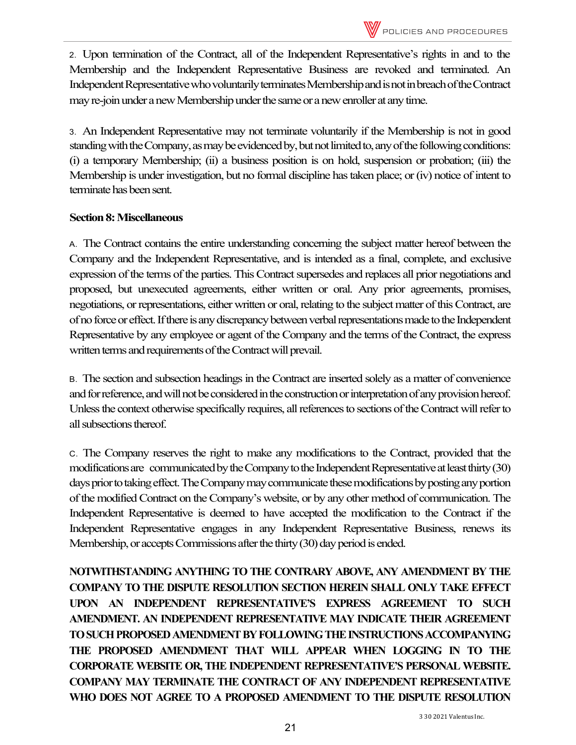2. Upon termination of the Contract, all of the Independent Representative's rights in and to the Membership and the Independent Representative Business are revoked and terminated. An Independent Representative who voluntarily terminates Membership and is not in breach of the Contract may re-join under a new Membership under the same or a new enroller at any time.

3. An Independent Representative may not terminate voluntarily if the Membership is not in good standing with the Company, as may be evidenced by, but not limited to, any of the following conditions: (i) a temporary Membership; (ii) a business position is on hold, suspension or probation; (iii) the Membership is under investigation, but no formal discipline has taken place; or (iv) notice of intent to terminate has been sent.

**Section 8: Miscellaneous**

A. The Contract contains the entire understanding concerning the subject matter hereof between the Company and the Independent Representative, and is intended as a final, complete, and exclusive expression of the terms of the parties. This Contract supersedes and replaces all prior negotiations and proposed, but unexecuted agreements, either written or oral. Any prior agreements, promises, negotiations, or representations, either written or oral, relating to the subject matter of this Contract, are of no force or effect. If there is any discrepancy between verbal representations made to the Independent Representative by any employee or agent of the Company and the terms of the Contract, the express written terms and requirements of the Contract will prevail.

B. The section and subsection headings in the Contract are inserted solely as a matter of convenience and for reference, and will not be considered in the construction or interpretation of any provision hereof. Unless the context otherwise specifically requires, all references to sections of the Contract will refer to all subsections thereof.

C. The Company reserves the right to make any modifications to the Contract, provided that the modifications are communicated by the Company to the Independent Representative at least thirty (30) days prior to taking effect. The Company may communicate these modifications by posting any portion of the modified Contract on the Company's website, or by any other method of communication. The Independent Representative is deemed to have accepted the modification to the Contract if the Independent Representative engages in any Independent Representative Business, renews its Membership, or accepts Commissions after the thirty (30) day period is ended.

**NOTWITHSTANDING ANYTHING TO THE CONTRARY ABOVE, ANY AMENDMENT BY THE COMPANY TO THE DISPUTE RESOLUTION SECTION HEREIN SHALL ONLY TAKE EFFECT UPON AN INDEPENDENT REPRESENTATIVE'S EXPRESS AGREEMENT TO SUCH AMENDMENT. AN INDEPENDENT REPRESENTATIVE MAY INDICATE THEIR AGREEMENT TO SUCH PROPOSED AMENDMENT BY FOLLOWING THE INSTRUCTIONS ACCOMPANYING THE PROPOSED AMENDMENT THAT WILL APPEAR WHEN LOGGING IN TO THE CORPORATE WEBSITE OR, THE INDEPENDENT REPRESENTATIVE'S PERSONAL WEBSITE. COMPANY MAY TERMINATE THE CONTRACT OF ANY INDEPENDENT REPRESENTATIVE WHO DOES NOT AGREE TO A PROPOSED AMENDMENT TO THE DISPUTE RESOLUTION**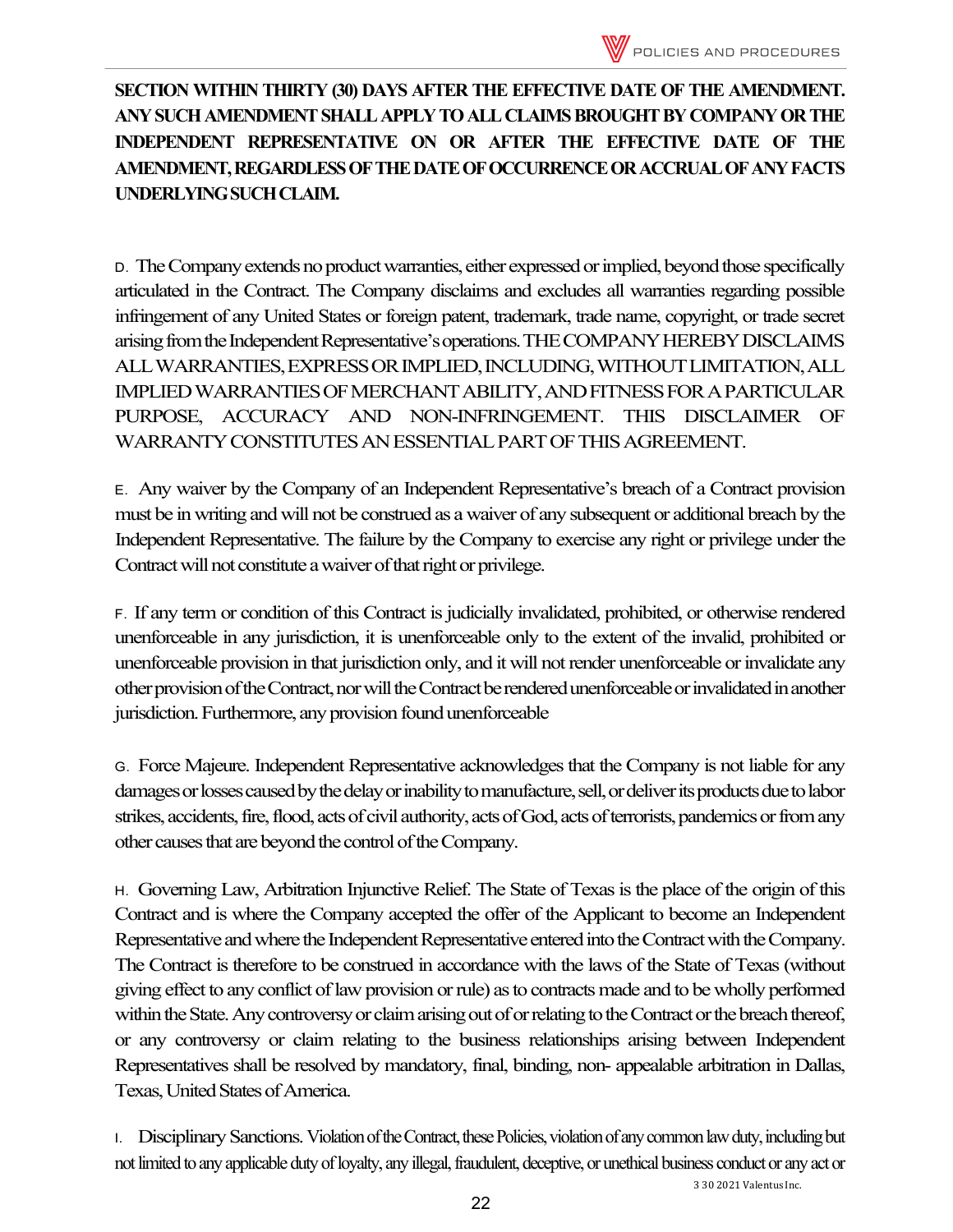**SECTION WITHIN THIRTY (30) DAYS AFTER THE EFFECTIVE DATE OF THE AMENDMENT. ANY SUCH AMENDMENT SHALL APPLY TO ALL CLAIMS BROUGHT BY COMPANY OR THE INDEPENDENT REPRESENTATIVE ON OR AFTER THE EFFECTIVE DATE OF THE AMENDMENT, REGARDLESS OF THE DATE OF OCCURRENCE OR ACCRUAL OF ANY FACTS UNDERLYING SUCH CLAIM.**

D. The Company extends no product warranties, either expressed or implied, beyond those specifically articulated in the Contract. The Company disclaims and excludes all warranties regarding possible infringement of any United States or foreign patent, trademark, trade name, copyright, or trade secret arising from the Independent Representative's operations. THE COMPANY HEREBY DISCLAIMS ALL WARRANTIES, EXPRESS OR IMPLIED, INCLUDING, WITHOUT LIMITATION, ALL IMPLIED WARRANTIES OF MERCHANT ABILITY, AND FITNESS FOR A PARTICULAR PURPOSE, ACCURACY AND NON-INFRINGEMENT. THIS DISCLAIMER OF WARRANTY CONSTITUTES AN ESSENTIAL PART OF THIS AGREEMENT.

E. Any waiver by the Company of an Independent Representative's breach of a Contract provision must be in writing and will not be construed as a waiver of any subsequent or additional breach by the Independent Representative. The failure by the Company to exercise any right or privilege under the Contract will not constitute a waiver of that right or privilege.

F. If any term or condition of this Contract is judicially invalidated, prohibited, or otherwise rendered unenforceable in any jurisdiction, it is unenforceable only to the extent of the invalid, prohibited or unenforceable provision in that jurisdiction only, and it will not render unenforceable or invalidate any other provision of the Contract, nor will the Contract be rendered unenforceable or invalidated in another jurisdiction. Furthermore, any provision found unenforceable

G. Force Majeure. Independent Representative acknowledges that the Company is not liable for any damages or losses caused by the delay or inability to manufacture, sell, or deliver its products due to labor strikes, accidents, fire, flood, acts of civil authority, acts of God, acts of terrorists, pandemics or from any other causes that are beyond the control of the Company.

H. Governing Law, Arbitration Injunctive Relief. The State of Texas is the place of the origin of this Contract and is where the Company accepted the offer of the Applicant to become an Independent Representative and where the Independent Representative entered into the Contract with the Company. The Contract is therefore to be construed in accordance with the laws of the State of Texas (without giving effect to any conflict of law provision or rule) as to contracts made and to be wholly performed within the State. Any controversy or claim arising out of or relating to the Contract or the breach thereof, or any controversy or claim relating to the business relationships arising between Independent Representatives shall be resolved by mandatory, final, binding, non- appealable arbitration in Dallas, Texas, United States of America.

I. Disciplinary Sanctions. Violation of the Contract, these Policies, violation of any common law duty, including but not limited to any applicable duty of loyalty, any illegal, fraudulent, deceptive, or unethical business conduct or any act or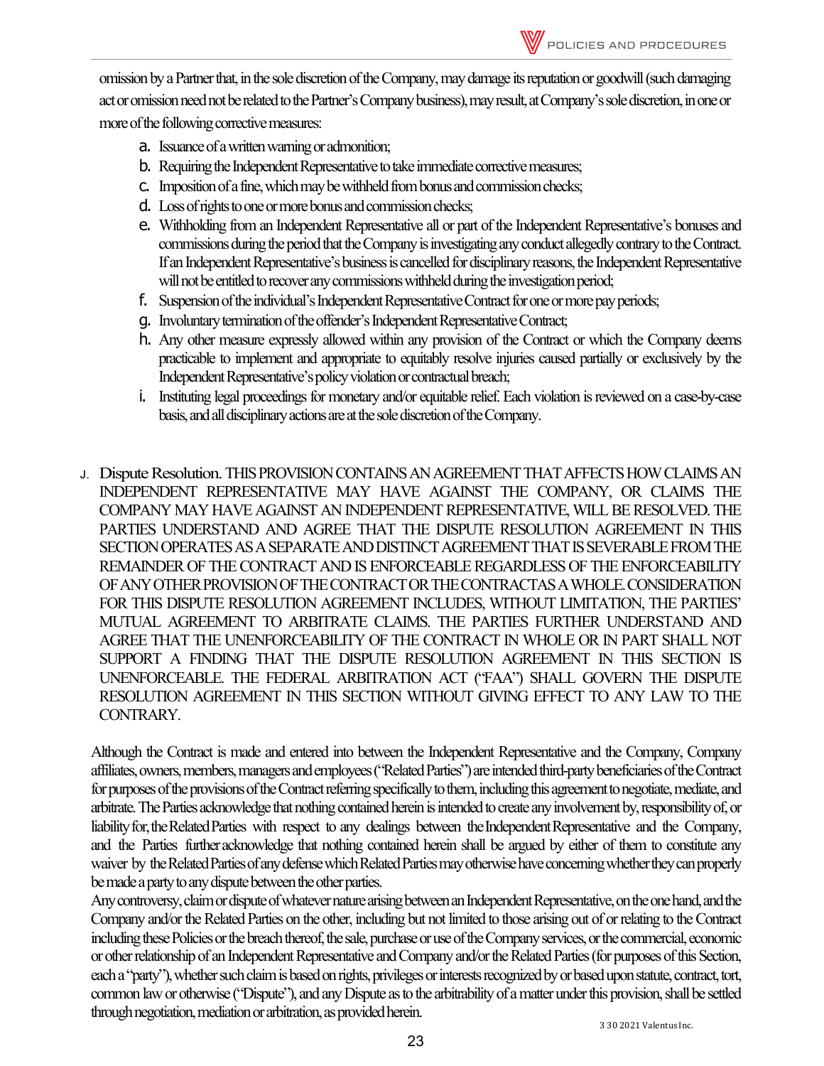omission by a Partner that, in the sole discretion of the Company, may damage its reputation or goodwill (such damaging act or omission need not be related to the Partner's Company business), may result, at Company's sole discretion, in one or more of the following corrective measures:

a. Issuance of a written warning or admonition;
b. Requiring the Independent Representative to take immediate corrective measures;
c. Imposition of a fine, which may be withheld from bonus and commission checks;
d. Loss of rights to one or more bonus and commission checks;
e. Withholding from an Independent Representative all or part of the Independent Representative's bonuses and commissions during the period that the Company is investigating any conduct allegedly contrary to the Contract. If an Independent Representative's business is cancelled for disciplinary reasons, the Independent Representative will not be entitled to recover any commissions withheld during the investigation period;
f. Suspension of the individual's Independent Representative Contract for one or more pay periods;
g. Involuntary termination of the offender's Independent Representative Contract;
h. Any other measure expressly allowed within any provision of the Contract or which the Company deems practicable to implement and appropriate to equitably resolve injuries caused partially or exclusively by the Independent Representative's policy violation or contractual breach;
i. Instituting legal proceedings for monetary and/or equitable relief. Each violation is reviewed on a case-by-case basis, and all disciplinary actions are at the sole discretion of the Company.

J. Dispute Resolution. THIS PROVISION CONTAINS AN AGREEMENT THAT AFFECTS HOW CLAIMS AN INDEPENDENT REPRESENTATIVE MAY HAVE AGAINST THE COMPANY, OR CLAIMS THE COMPANY MAY HAVE AGAINST AN INDEPENDENT REPRESENTATIVE, WILL BE RESOLVED. THE PARTIES UNDERSTAND AND AGREE THAT THE DISPUTE RESOLUTION AGREEMENT IN THIS SECTION OPERATES AS A SEPARATE AND DISTINCT AGREEMENT THAT IS SEVERABLE FROM THE REMAINDER OF THE CONTRACT AND IS ENFORCEABLE REGARDLESS OF THE ENFORCEABILITY OF ANY OTHER PROVISION OF THE CONTRACT OR THE CONTRACTAS A WHOLE. CONSIDERATION FOR THIS DISPUTE RESOLUTION AGREEMENT INCLUDES, WITHOUT LIMITATION, THE PARTIES' MUTUAL AGREEMENT TO ARBITRATE CLAIMS. THE PARTIES FURTHER UNDERSTAND AND AGREE THAT THE UNENFORCEABILITY OF THE CONTRACT IN WHOLE OR IN PART SHALL NOT SUPPORT A FINDING THAT THE DISPUTE RESOLUTION AGREEMENT IN THIS SECTION IS UNENFORCEABLE. THE FEDERAL ARBITRATION ACT ("FAA") SHALL GOVERN THE DISPUTE RESOLUTION AGREEMENT IN THIS SECTION WITHOUT GIVING EFFECT TO ANY LAW TO THE CONTRARY.

Although the Contract is made and entered into between the Independent Representative and the Company, Company affiliates, owners, members, managers and employees ("Related Parties") are intended third-party beneficiaries of the Contract for purposes of the provisions of the Contract referring specifically to them, including this agreement to negotiate, mediate, and arbitrate. The Parties acknowledge that nothing contained herein is intended to create any involvement by, responsibility of, or liability for, the Related Parties with respect to any dealings between the Independent Representative and the Company, and the Parties further acknowledge that nothing contained herein shall be argued by either of them to constitute any waiver by the Related Parties of any defense which Related Parties may otherwise have concerning whether they can properly be made a party to any dispute between the other parties.

Any controversy, claim or dispute of whatever nature arising between an Independent Representative, on the one hand, and the Company and/or the Related Parties on the other, including but not limited to those arising out of or relating to the Contract including these Policies or the breach thereof, the sale, purchase or use of the Company services, or the commercial, economic or other relationship of an Independent Representative and Company and/or the Related Parties (for purposes of this Section, each a "party"), whether such claim is based on rights, privileges or interests recognized by or based upon statute, contract, tort, common law or otherwise ("Dispute"), and any Dispute as to the arbitrability of a matter under this provision, shall be settled through negotiation, mediation or arbitration, as provided herein.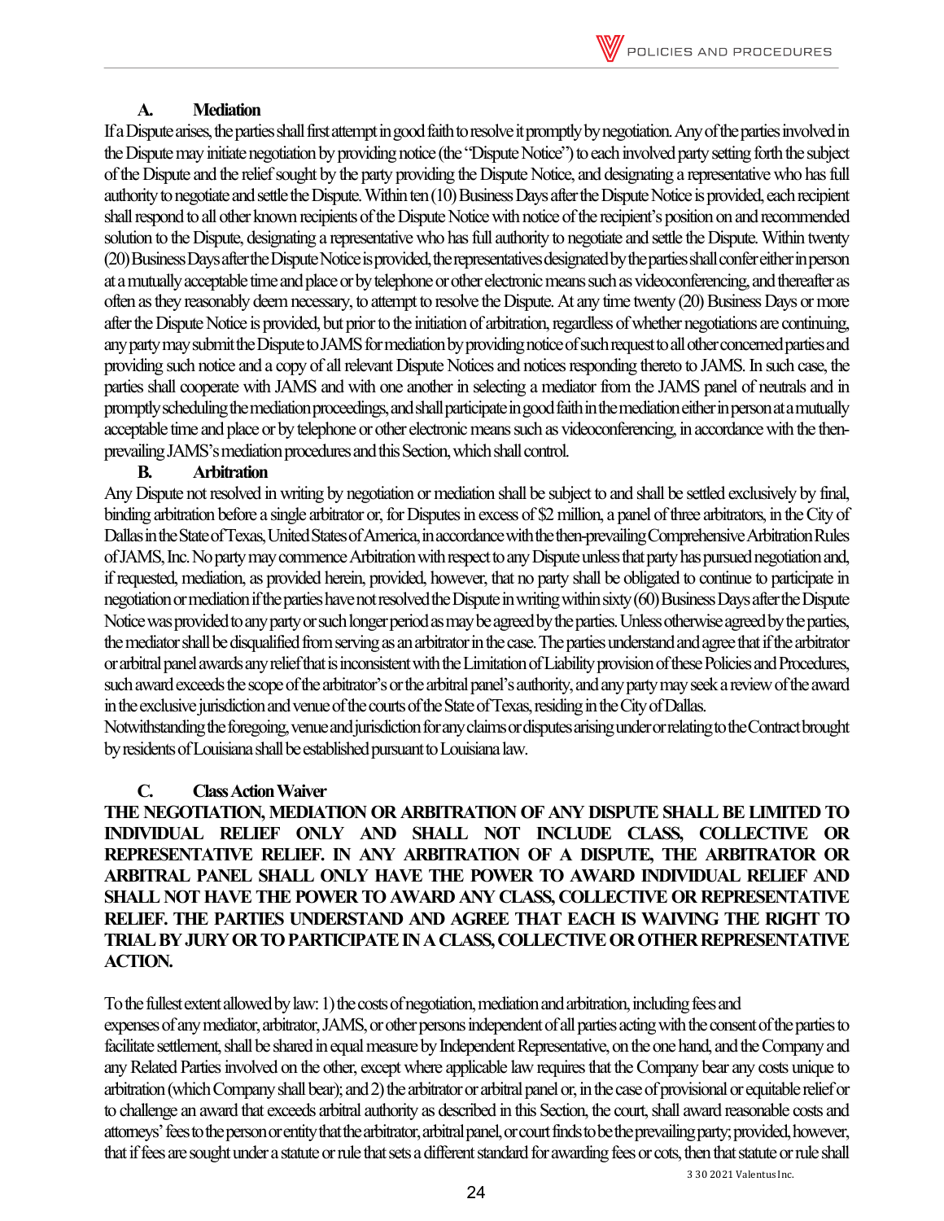### A. Mediation

If a Dispute arises, the parties shall first attempt in good faith to resolve it promptly by negotiation. Any of the parties involved in the Dispute may initiate negotiation by providing notice (the "Dispute Notice") to each involved party setting forth the subject of the Dispute and the relief sought by the party providing the Dispute Notice, and designating a representative who has full authority to negotiate and settle the Dispute. Within ten (10) Business Days after the Dispute Notice is provided, each recipient shall respond to all other known recipients of the Dispute Notice with notice of the recipient's position on and recommended solution to the Dispute, designating a representative who has full authority to negotiate and settle the Dispute. Within twenty (20) Business Days after the Dispute Notice is provided, the representatives designated by the parties shall confer either in person at a mutually acceptable time and place or by telephone or other electronic means such as videoconferencing, and thereafter as often as they reasonably deem necessary, to attempt to resolve the Dispute. At any time twenty (20) Business Days or more after the Dispute Notice is provided, but prior to the initiation of arbitration, regardless of whether negotiations are continuing, any party may submit the Dispute to JAMS for mediation by providing notice of such request to all other concerned parties and providing such notice and a copy of all relevant Dispute Notices and notices responding thereto to JAMS. In such case, the parties shall cooperate with JAMS and with one another in selecting a mediator from the JAMS panel of neutrals and in promptly scheduling the mediation proceedings, and shall participate in good faith in the mediation either in person at a mutually acceptable time and place or by telephone or other electronic means such as videoconferencing, in accordance with the then-prevailing JAMS's mediation procedures and this Section, which shall control.

### B. Arbitration

Any Dispute not resolved in writing by negotiation or mediation shall be subject to and shall be settled exclusively by final, binding arbitration before a single arbitrator or, for Disputes in excess of $2 million, a panel of three arbitrators, in the City of Dallas in the State of Texas, United States of America, in accordance with the then-prevailing Comprehensive Arbitration Rules of JAMS, Inc. No party may commence Arbitration with respect to any Dispute unless that party has pursued negotiation and, if requested, mediation, as provided herein, provided, however, that no party shall be obligated to continue to participate in negotiation or mediation if the parties have not resolved the Dispute in writing within sixty (60) Business Days after the Dispute Notice was provided to any party or such longer period as may be agreed by the parties. Unless otherwise agreed by the parties, the mediator shall be disqualified from serving as an arbitrator in the case. The parties understand and agree that if the arbitrator or arbitral panel awards any relief that is inconsistent with the Limitation of Liability provision of these Policies and Procedures, such award exceeds the scope of the arbitrator's or the arbitral panel's authority, and any party may seek a review of the award in the exclusive jurisdiction and venue of the courts of the State of Texas, residing in the City of Dallas.

Notwithstanding the foregoing, venue and jurisdiction for any claims or disputes arising under or relating to the Contract brought by residents of Louisiana shall be established pursuant to Louisiana law.

### C. Class Action Waiver

**THE NEGOTIATION, MEDIATION OR ARBITRATION OF ANY DISPUTE SHALL BE LIMITED TO INDIVIDUAL RELIEF ONLY AND SHALL NOT INCLUDE CLASS, COLLECTIVE OR REPRESENTATIVE RELIEF. IN ANY ARBITRATION OF A DISPUTE, THE ARBITRATOR OR ARBITRAL PANEL SHALL ONLY HAVE THE POWER TO AWARD INDIVIDUAL RELIEF AND SHALL NOT HAVE THE POWER TO AWARD ANY CLASS, COLLECTIVE OR REPRESENTATIVE RELIEF. THE PARTIES UNDERSTAND AND AGREE THAT EACH IS WAIVING THE RIGHT TO TRIAL BY JURY OR TO PARTICIPATE IN A CLASS, COLLECTIVE OR OTHER REPRESENTATIVE ACTION.**

To the fullest extent allowed by law: 1) the costs of negotiation, mediation and arbitration, including fees and expenses of any mediator, arbitrator, JAMS, or other persons independent of all parties acting with the consent of the parties to facilitate settlement, shall be shared in equal measure by Independent Representative, on the one hand, and the Company and any Related Parties involved on the other, except where applicable law requires that the Company bear any costs unique to arbitration (which Company shall bear); and 2) the arbitrator or arbitral panel or, in the case of provisional or equitable relief or to challenge an award that exceeds arbitral authority as described in this Section, the court, shall award reasonable costs and attorneys' fees to the person or entity that the arbitrator, arbitral panel, or court finds to be the prevailing party; provided, however, that if fees are sought under a statute or rule that sets a different standard for awarding fees or cots, then that statute or rule shall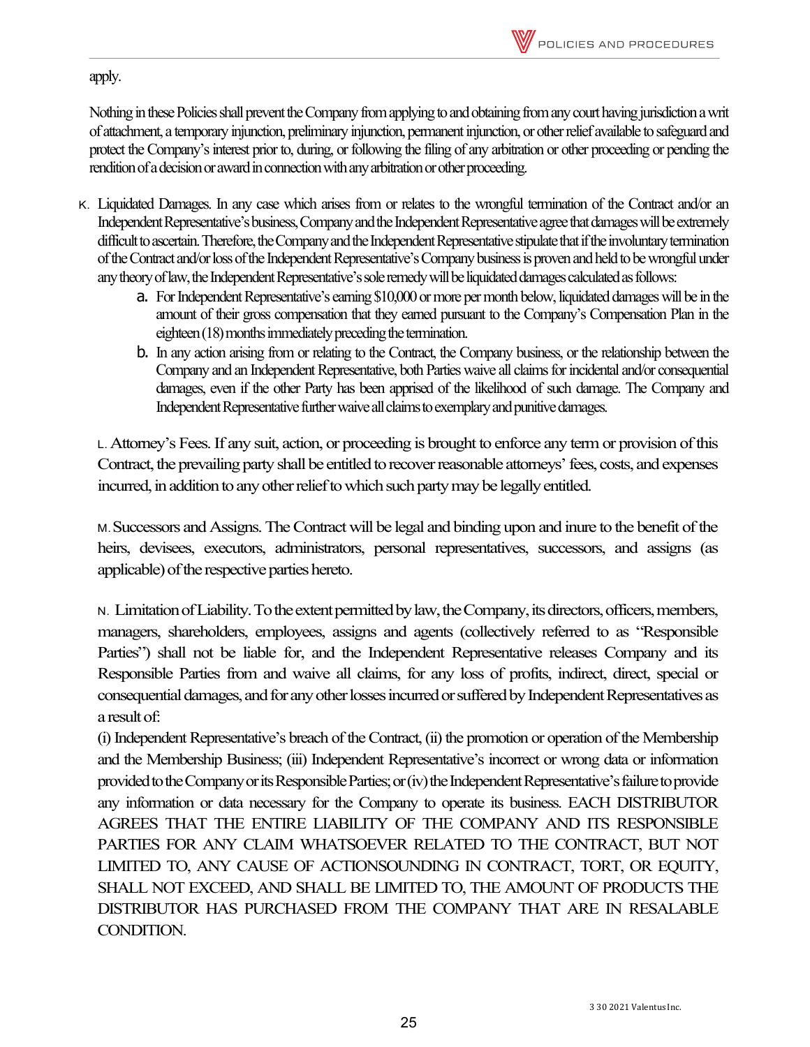apply.

Nothing in these Policies shall prevent the Company from applying to and obtaining from any court having jurisdiction a writ of attachment, a temporary injunction, preliminary injunction, permanent injunction, or other relief available to safeguard and protect the Company's interest prior to, during, or following the filing of any arbitration or other proceeding or pending the rendition of a decision or award in connection with any arbitration or other proceeding.

K. Liquidated Damages. In any case which arises from or relates to the wrongful termination of the Contract and/or an Independent Representative's business, Company and the Independent Representative agree that damages will be extremely difficult to ascertain. Therefore, the Company and the Independent Representative stipulate that if the involuntary termination of the Contract and/or loss of the Independent Representative's Company business is proven and held to be wrongful under any theory of law, the Independent Representative's sole remedy will be liquidated damages calculated as follows:

   a. For Independent Representative's earning $10,000 or more per month below, liquidated damages will be in the amount of their gross compensation that they earned pursuant to the Company's Compensation Plan in the eighteen (18) months immediately preceding the termination.
   b. In any action arising from or relating to the Contract, the Company business, or the relationship between the Company and an Independent Representative, both Parties waive all claims for incidental and/or consequential damages, even if the other Party has been apprised of the likelihood of such damage. The Company and Independent Representative further waive all claims to exemplary and punitive damages.

L. Attorney's Fees. If any suit, action, or proceeding is brought to enforce any term or provision of this Contract, the prevailing party shall be entitled to recover reasonable attorneys' fees, costs, and expenses incurred, in addition to any other relief to which such party may be legally entitled.

M. Successors and Assigns. The Contract will be legal and binding upon and inure to the benefit of the heirs, devisees, executors, administrators, personal representatives, successors, and assigns (as applicable) of the respective parties hereto.

N. Limitation of Liability. To the extent permitted by law, the Company, its directors, officers, members, managers, shareholders, employees, assigns and agents (collectively referred to as "Responsible Parties") shall not be liable for, and the Independent Representative releases Company and its Responsible Parties from and waive all claims, for any loss of profits, indirect, direct, special or consequential damages, and for any other losses incurred or suffered by Independent Representatives as a result of:

(i) Independent Representative's breach of the Contract, (ii) the promotion or operation of the Membership and the Membership Business; (iii) Independent Representative's incorrect or wrong data or information provided to the Company or its Responsible Parties; or (iv) the Independent Representative's failure to provide any information or data necessary for the Company to operate its business. EACH DISTRIBUTOR AGREES THAT THE ENTIRE LIABILITY OF THE COMPANY AND ITS RESPONSIBLE PARTIES FOR ANY CLAIM WHATSOEVER RELATED TO THE CONTRACT, BUT NOT LIMITED TO, ANY CAUSE OF ACTIONSOUNDING IN CONTRACT, TORT, OR EQUITY, SHALL NOT EXCEED, AND SHALL BE LIMITED TO, THE AMOUNT OF PRODUCTS THE DISTRIBUTOR HAS PURCHASED FROM THE COMPANY THAT ARE IN RESALABLE CONDITION.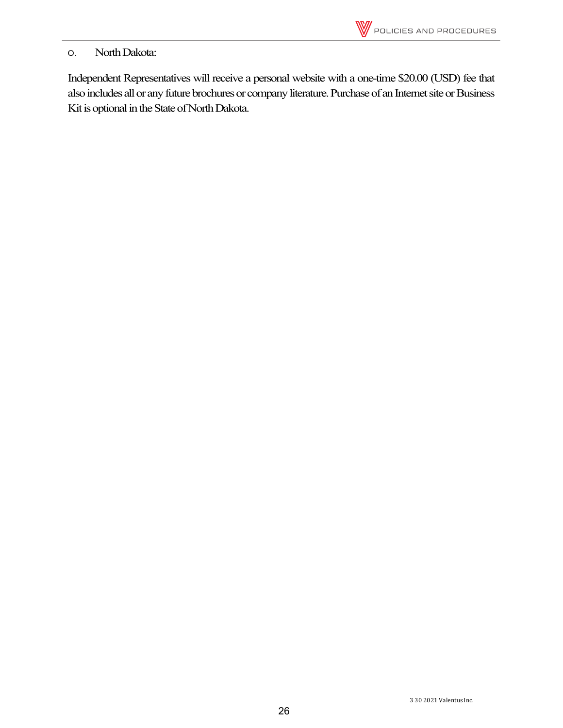o. North Dakota:

Independent Representatives will receive a personal website with a one-time $20.00 (USD) fee that also includes all or any future brochures or company literature. Purchase of an Internet site or Business Kit is optional in the State of North Dakota.